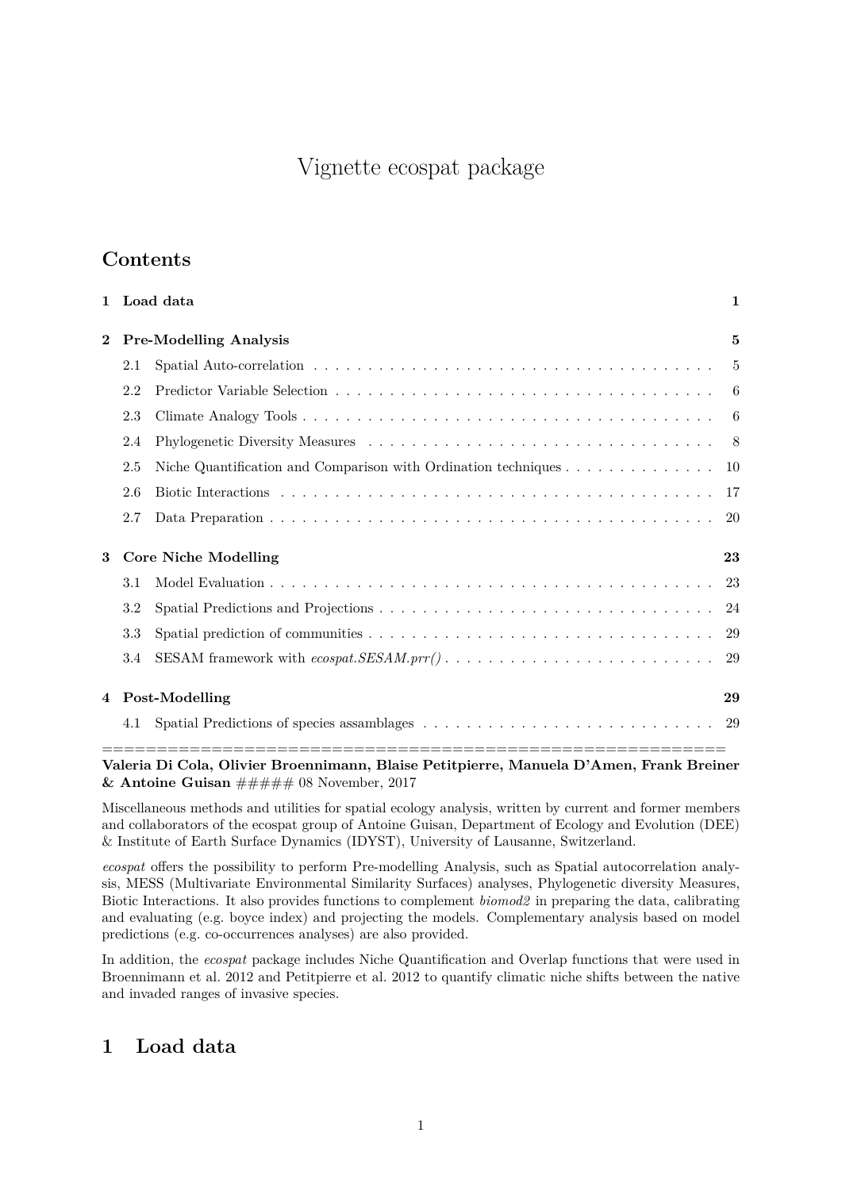# Vignette ecospat package

## Contents

| | | |
|---|---|---|
| **1** | **Load data** | **1** |
| **2** | **Pre-Modelling Analysis** | **5** |
| 2.1 | Spatial Auto-correlation | 5 |
| 2.2 | Predictor Variable Selection | 6 |
| 2.3 | Climate Analogy Tools | 6 |
| 2.4 | Phylogenetic Diversity Measures | 8 |
| 2.5 | Niche Quantification and Comparison with Ordination techniques | 10 |
| 2.6 | Biotic Interactions | 17 |
| 2.7 | Data Preparation | 20 |
| **3** | **Core Niche Modelling** | **23** |
| 3.1 | Model Evaluation | 23 |
| 3.2 | Spatial Predictions and Projections | 24 |
| 3.3 | Spatial prediction of communities | 29 |
| 3.4 | SESAM framework with *ecospat.SESAM.prr()* | 29 |
| **4** | **Post-Modelling** | **29** |
| 4.1 | Spatial Predictions of species assamblages | 29 |

==========================================================

**Valeria Di Cola, Olivier Broennimann, Blaise Petitpierre, Manuela D'Amen, Frank Breiner & Antoine Guisan** ##### 08 November, 2017

Miscellaneous methods and utilities for spatial ecology analysis, written by current and former members and collaborators of the ecospat group of Antoine Guisan, Department of Ecology and Evolution (DEE) & Institute of Earth Surface Dynamics (IDYST), University of Lausanne, Switzerland.

*ecospat* offers the possibility to perform Pre-modelling Analysis, such as Spatial autocorrelation analysis, MESS (Multivariate Environmental Similarity Surfaces) analyses, Phylogenetic diversity Measures, Biotic Interactions. It also provides functions to complement *biomod2* in preparing the data, calibrating and evaluating (e.g. boyce index) and projecting the models. Complementary analysis based on model predictions (e.g. co-occurrences analyses) are also provided.

In addition, the *ecospat* package includes Niche Quantification and Overlap functions that were used in Broennimann et al. 2012 and Petitpierre et al. 2012 to quantify climatic niche shifts between the native and invaded ranges of invasive species.

# 1 Load data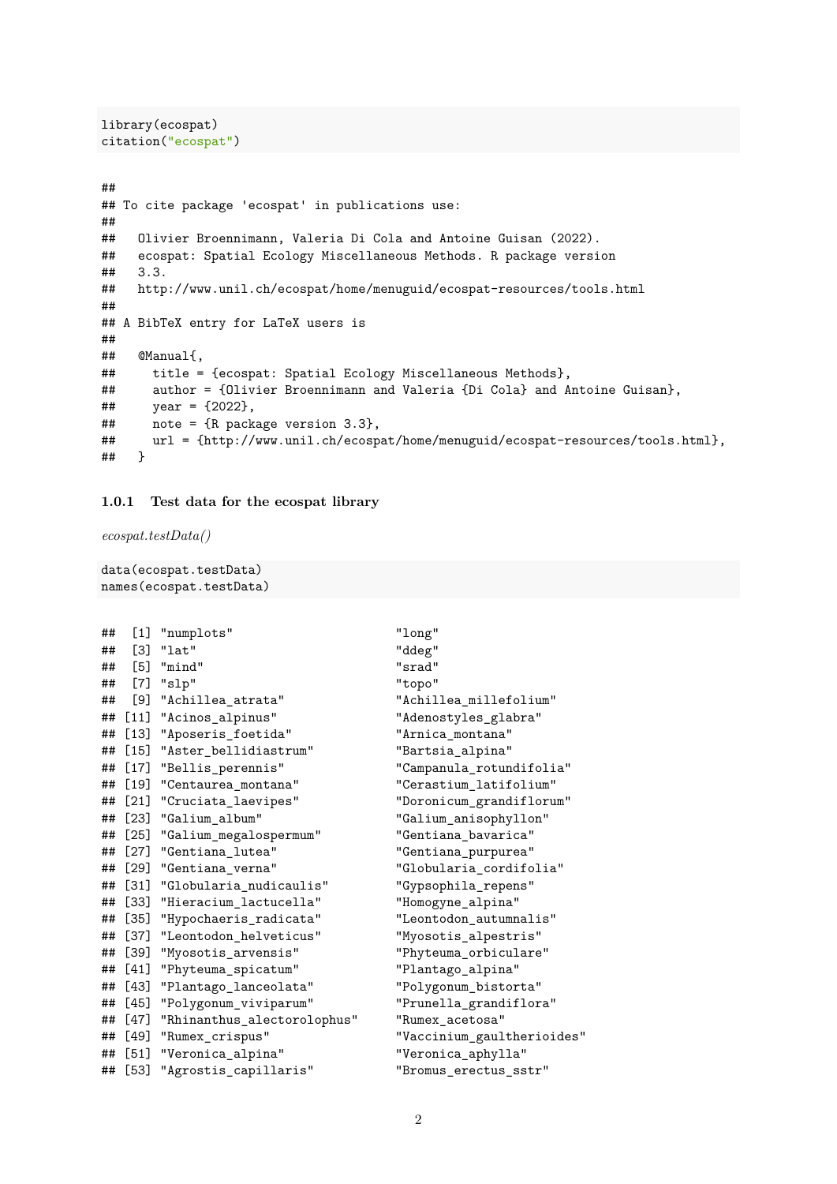```
library(ecospat)
citation("ecospat")
```

```
##
## To cite package 'ecospat' in publications use:
##
##   Olivier Broennimann, Valeria Di Cola and Antoine Guisan (2022).
##   ecospat: Spatial Ecology Miscellaneous Methods. R package version
##   3.3.
##   http://www.unil.ch/ecospat/home/menuguid/ecospat-resources/tools.html
##
## A BibTeX entry for LaTeX users is
##
##   @Manual{,
##     title = {ecospat: Spatial Ecology Miscellaneous Methods},
##     author = {Olivier Broennimann and Valeria {Di Cola} and Antoine Guisan},
##     year = {2022},
##     note = {R package version 3.3},
##     url = {http://www.unil.ch/ecospat/home/menuguid/ecospat-resources/tools.html},
##   }
```

### 1.0.1 Test data for the ecospat library

*ecospat.testData()*

```
data(ecospat.testData)
names(ecospat.testData)
```

```
##  [1] "numplots"                      "long"
##  [3] "lat"                           "ddeg"
##  [5] "mind"                          "srad"
##  [7] "slp"                           "topo"
##  [9] "Achillea_atrata"               "Achillea_millefolium"
## [11] "Acinos_alpinus"                "Adenostyles_glabra"
## [13] "Aposeris_foetida"              "Arnica_montana"
## [15] "Aster_bellidiastrum"           "Bartsia_alpina"
## [17] "Bellis_perennis"               "Campanula_rotundifolia"
## [19] "Centaurea_montana"             "Cerastium_latifolium"
## [21] "Cruciata_laevipes"             "Doronicum_grandiflorum"
## [23] "Galium_album"                  "Galium_anisophyllon"
## [25] "Galium_megalospermum"          "Gentiana_bavarica"
## [27] "Gentiana_lutea"                "Gentiana_purpurea"
## [29] "Gentiana_verna"                "Globularia_cordifolia"
## [31] "Globularia_nudicaulis"         "Gypsophila_repens"
## [33] "Hieracium_lactucella"          "Homogyne_alpina"
## [35] "Hypochaeris_radicata"          "Leontodon_autumnalis"
## [37] "Leontodon_helveticus"          "Myosotis_alpestris"
## [39] "Myosotis_arvensis"             "Phyteuma_orbiculare"
## [41] "Phyteuma_spicatum"             "Plantago_alpina"
## [43] "Plantago_lanceolata"           "Polygonum_bistorta"
## [45] "Polygonum_viviparum"           "Prunella_grandiflora"
## [47] "Rhinanthus_alectorolophus"     "Rumex_acetosa"
## [49] "Rumex_crispus"                 "Vaccinium_gaultherioides"
## [51] "Veronica_alpina"               "Veronica_aphylla"
## [53] "Agrostis_capillaris"           "Bromus_erectus_sstr"
```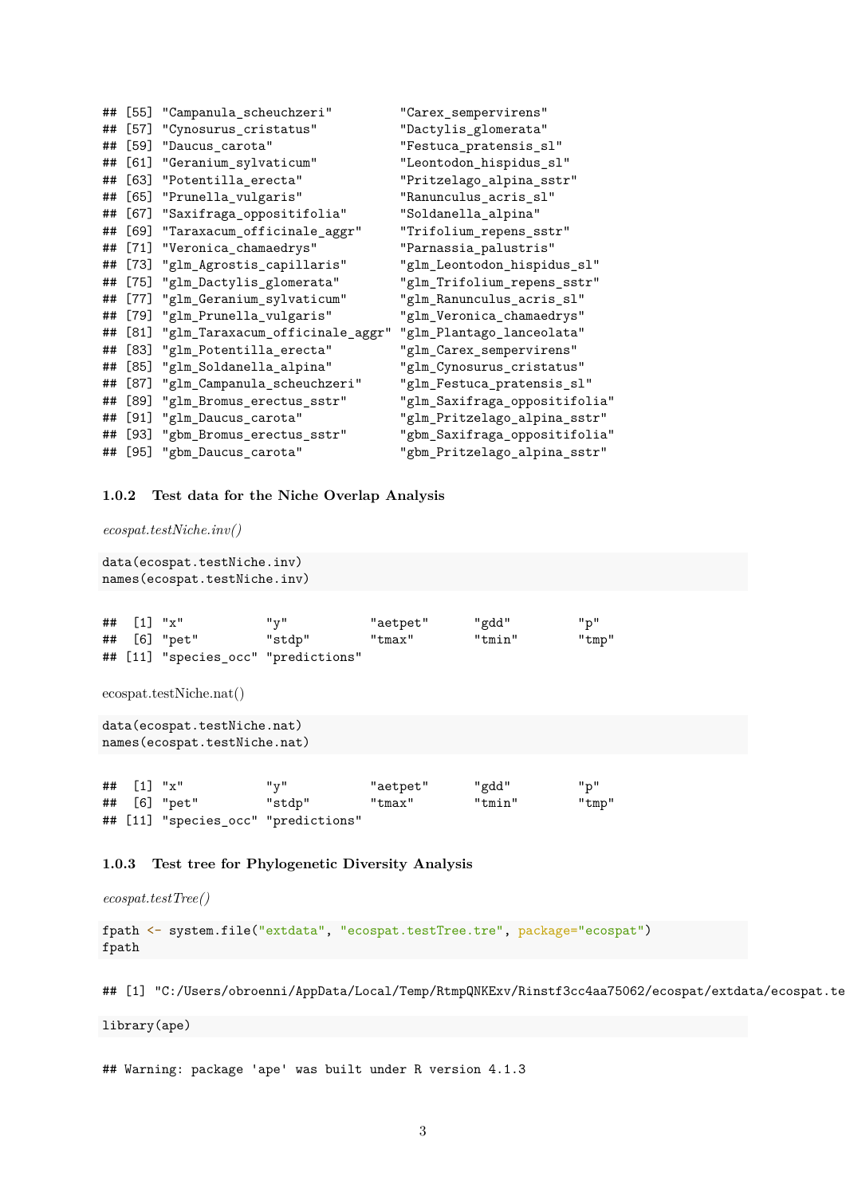```
## [55] "Campanula_scheuchzeri"         "Carex_sempervirens"
## [57] "Cynosurus_cristatus"           "Dactylis_glomerata"
## [59] "Daucus_carota"                 "Festuca_pratensis_sl"
## [61] "Geranium_sylvaticum"           "Leontodon_hispidus_sl"
## [63] "Potentilla_erecta"             "Pritzelago_alpina_sstr"
## [65] "Prunella_vulgaris"             "Ranunculus_acris_sl"
## [67] "Saxifraga_oppositifolia"       "Soldanella_alpina"
## [69] "Taraxacum_officinale_aggr"     "Trifolium_repens_sstr"
## [71] "Veronica_chamaedrys"           "Parnassia_palustris"
## [73] "glm_Agrostis_capillaris"       "glm_Leontodon_hispidus_sl"
## [75] "glm_Dactylis_glomerata"        "glm_Trifolium_repens_sstr"
## [77] "glm_Geranium_sylvaticum"       "glm_Ranunculus_acris_sl"
## [79] "glm_Prunella_vulgaris"         "glm_Veronica_chamaedrys"
## [81] "glm_Taraxacum_officinale_aggr" "glm_Plantago_lanceolata"
## [83] "glm_Potentilla_erecta"         "glm_Carex_sempervirens"
## [85] "glm_Soldanella_alpina"         "glm_Cynosurus_cristatus"
## [87] "glm_Campanula_scheuchzeri"     "glm_Festuca_pratensis_sl"
## [89] "glm_Bromus_erectus_sstr"       "glm_Saxifraga_oppositifolia"
## [91] "glm_Daucus_carota"             "glm_Pritzelago_alpina_sstr"
## [93] "gbm_Bromus_erectus_sstr"       "gbm_Saxifraga_oppositifolia"
## [95] "gbm_Daucus_carota"             "gbm_Pritzelago_alpina_sstr"
```

### 1.0.2 Test data for the Niche Overlap Analysis

*ecospat.testNiche.inv()*

```
data(ecospat.testNiche.inv)
names(ecospat.testNiche.inv)
```

```
##  [1] "x"           "y"           "aetpet"      "gdd"         "p"
##  [6] "pet"         "stdp"        "tmax"        "tmin"        "tmp"
## [11] "species_occ" "predictions"
```

ecospat.testNiche.nat()

```
data(ecospat.testNiche.nat)
names(ecospat.testNiche.nat)
```

```
##  [1] "x"           "y"           "aetpet"      "gdd"         "p"
##  [6] "pet"         "stdp"        "tmax"        "tmin"        "tmp"
## [11] "species_occ" "predictions"
```

### 1.0.3 Test tree for Phylogenetic Diversity Analysis

*ecospat.testTree()*

```
fpath <- system.file("extdata", "ecospat.testTree.tre", package="ecospat")
fpath
```

```
## [1] "C:/Users/obroenni/AppData/Local/Temp/RtmpQNKExv/Rinstf3cc4aa75062/ecospat/extdata/ecospat.te
```

```
library(ape)
```

```
## Warning: package 'ape' was built under R version 4.1.3
```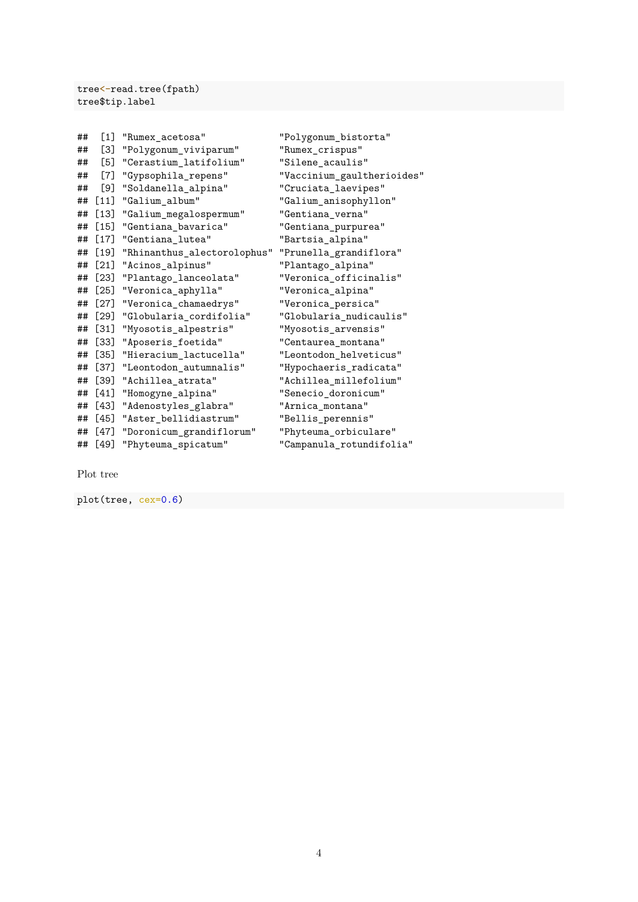```
tree<-read.tree(fpath)
tree$tip.label
```

```
##  [1] "Rumex_acetosa"             "Polygonum_bistorta"
##  [3] "Polygonum_viviparum"       "Rumex_crispus"
##  [5] "Cerastium_latifolium"      "Silene_acaulis"
##  [7] "Gypsophila_repens"         "Vaccinium_gaultherioides"
##  [9] "Soldanella_alpina"         "Cruciata_laevipes"
## [11] "Galium_album"              "Galium_anisophyllon"
## [13] "Galium_megalospermum"      "Gentiana_verna"
## [15] "Gentiana_bavarica"         "Gentiana_purpurea"
## [17] "Gentiana_lutea"            "Bartsia_alpina"
## [19] "Rhinanthus_alectorolophus" "Prunella_grandiflora"
## [21] "Acinos_alpinus"            "Plantago_alpina"
## [23] "Plantago_lanceolata"       "Veronica_officinalis"
## [25] "Veronica_aphylla"          "Veronica_alpina"
## [27] "Veronica_chamaedrys"       "Veronica_persica"
## [29] "Globularia_cordifolia"     "Globularia_nudicaulis"
## [31] "Myosotis_alpestris"        "Myosotis_arvensis"
## [33] "Aposeris_foetida"          "Centaurea_montana"
## [35] "Hieracium_lactucella"      "Leontodon_helveticus"
## [37] "Leontodon_autumnalis"      "Hypochaeris_radicata"
## [39] "Achillea_atrata"           "Achillea_millefolium"
## [41] "Homogyne_alpina"           "Senecio_doronicum"
## [43] "Adenostyles_glabra"        "Arnica_montana"
## [45] "Aster_bellidiastrum"       "Bellis_perennis"
## [47] "Doronicum_grandiflorum"    "Phyteuma_orbiculare"
## [49] "Phyteuma_spicatum"         "Campanula_rotundifolia"
```

Plot tree

```
plot(tree, cex=0.6)
```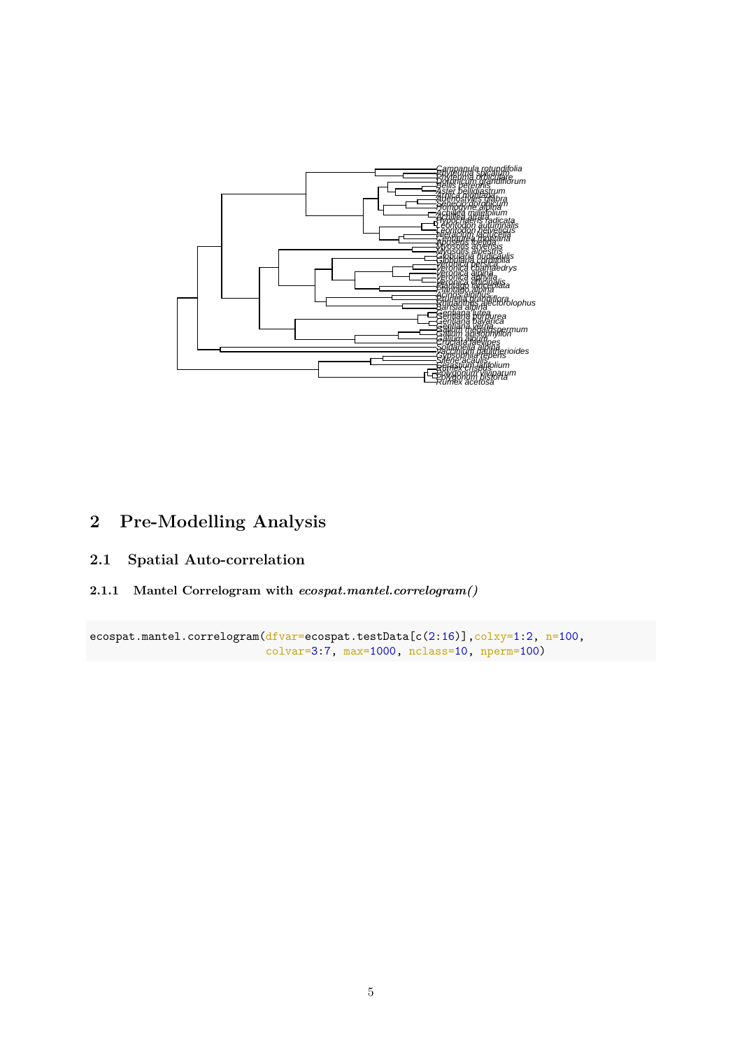## 2 Pre-Modelling Analysis

### 2.1 Spatial Auto-correlation

#### 2.1.1 Mantel Correlogram with *ecospat.mantel.correlogram()*

```
ecospat.mantel.correlogram(dfvar=ecospat.testData[c(2:16)],colxy=1:2, n=100,
                           colvar=3:7, max=1000, nclass=10, nperm=100)
```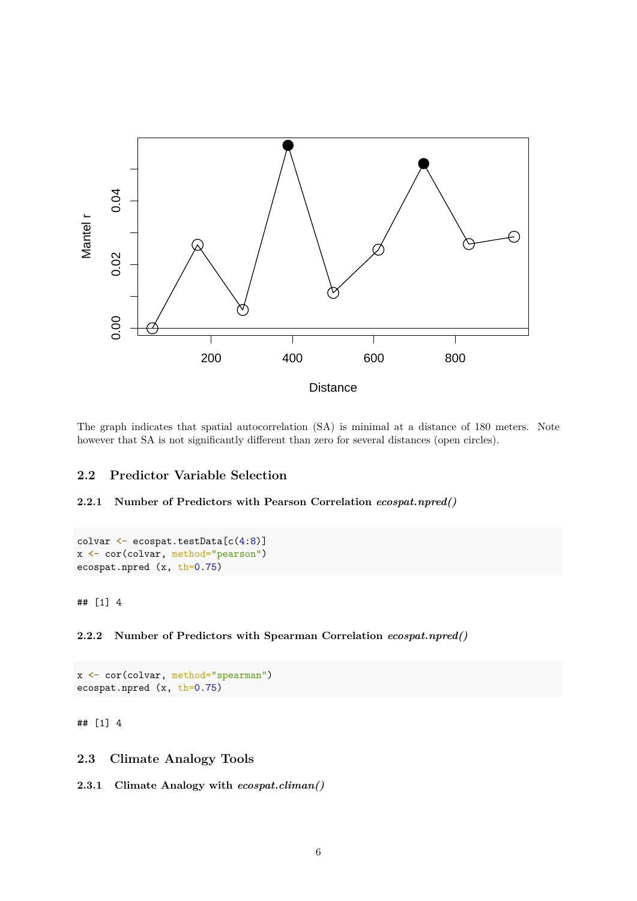The graph indicates that spatial autocorrelation (SA) is minimal at a distance of 180 meters. Note however that SA is not significantly different than zero for several distances (open circles).

## 2.2 Predictor Variable Selection

### 2.2.1 Number of Predictors with Pearson Correlation *ecospat.npred()*

```
colvar <- ecospat.testData[c(4:8)]
x <- cor(colvar, method="pearson")
ecospat.npred (x, th=0.75)
```

```
## [1] 4
```

### 2.2.2 Number of Predictors with Spearman Correlation *ecospat.npred()*

```
x <- cor(colvar, method="spearman")
ecospat.npred (x, th=0.75)
```

```
## [1] 4
```

## 2.3 Climate Analogy Tools

### 2.3.1 Climate Analogy with *ecospat.climan()*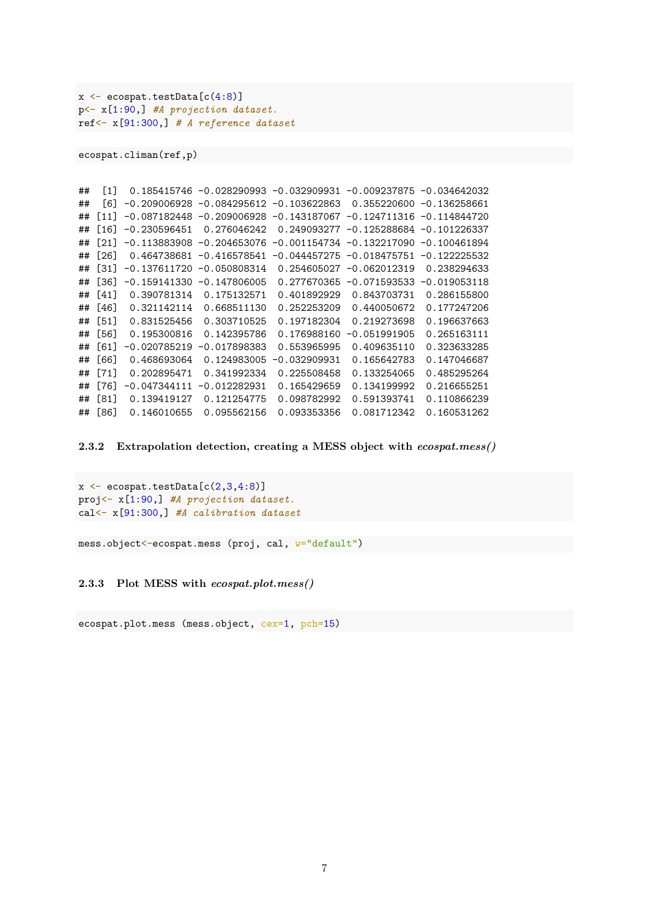```
x <- ecospat.testData[c(4:8)]
p<- x[1:90,] #A projection dataset.
ref<- x[91:300,] # A reference dataset
```

```
ecospat.climan(ref,p)
```

```
##  [1]  0.185415746 -0.028290993 -0.032909931 -0.009237875 -0.034642032
##  [6] -0.209006928 -0.084295612 -0.103622863  0.355220600 -0.136258661
## [11] -0.087182448 -0.209006928 -0.143187067 -0.124711316 -0.114844720
## [16] -0.230596451  0.276046242  0.249093277 -0.125288684 -0.101226337
## [21] -0.113883908 -0.204653076 -0.001154734 -0.132217090 -0.100461894
## [26]  0.464738681 -0.416578541 -0.044457275 -0.018475751 -0.122225532
## [31] -0.137611720 -0.050808314  0.254605027 -0.062012319  0.238294633
## [36] -0.159141330 -0.147806005  0.277670365 -0.071593533 -0.019053118
## [41]  0.390781314  0.175132571  0.401892929  0.843703731  0.286155800
## [46]  0.321142114  0.668511130  0.252253209  0.440050672  0.177247206
## [51]  0.831525456  0.303710525  0.197182304  0.219273698  0.196637663
## [56]  0.195300816  0.142395786  0.176988160 -0.051991905  0.265163111
## [61] -0.020785219 -0.017898383  0.553965995  0.409635110  0.323633285
## [66]  0.468693064  0.124983005 -0.032909931  0.165642783  0.147046687
## [71]  0.202895471  0.341992334  0.225508458  0.133254065  0.485295264
## [76] -0.047344111 -0.012282931  0.165429659  0.134199992  0.216655251
## [81]  0.139419127  0.121254775  0.098782992  0.591393741  0.110866239
## [86]  0.146010655  0.095562156  0.093353356  0.081712342  0.160531262
```

### 2.3.2 Extrapolation detection, creating a MESS object with *ecospat.mess()*

```
x <- ecospat.testData[c(2,3,4:8)]
proj<- x[1:90,] #A projection dataset.
cal<- x[91:300,] #A calibration dataset
```

```
mess.object<-ecospat.mess (proj, cal, w="default")
```

### 2.3.3 Plot MESS with *ecospat.plot.mess()*

```
ecospat.plot.mess (mess.object, cex=1, pch=15)
```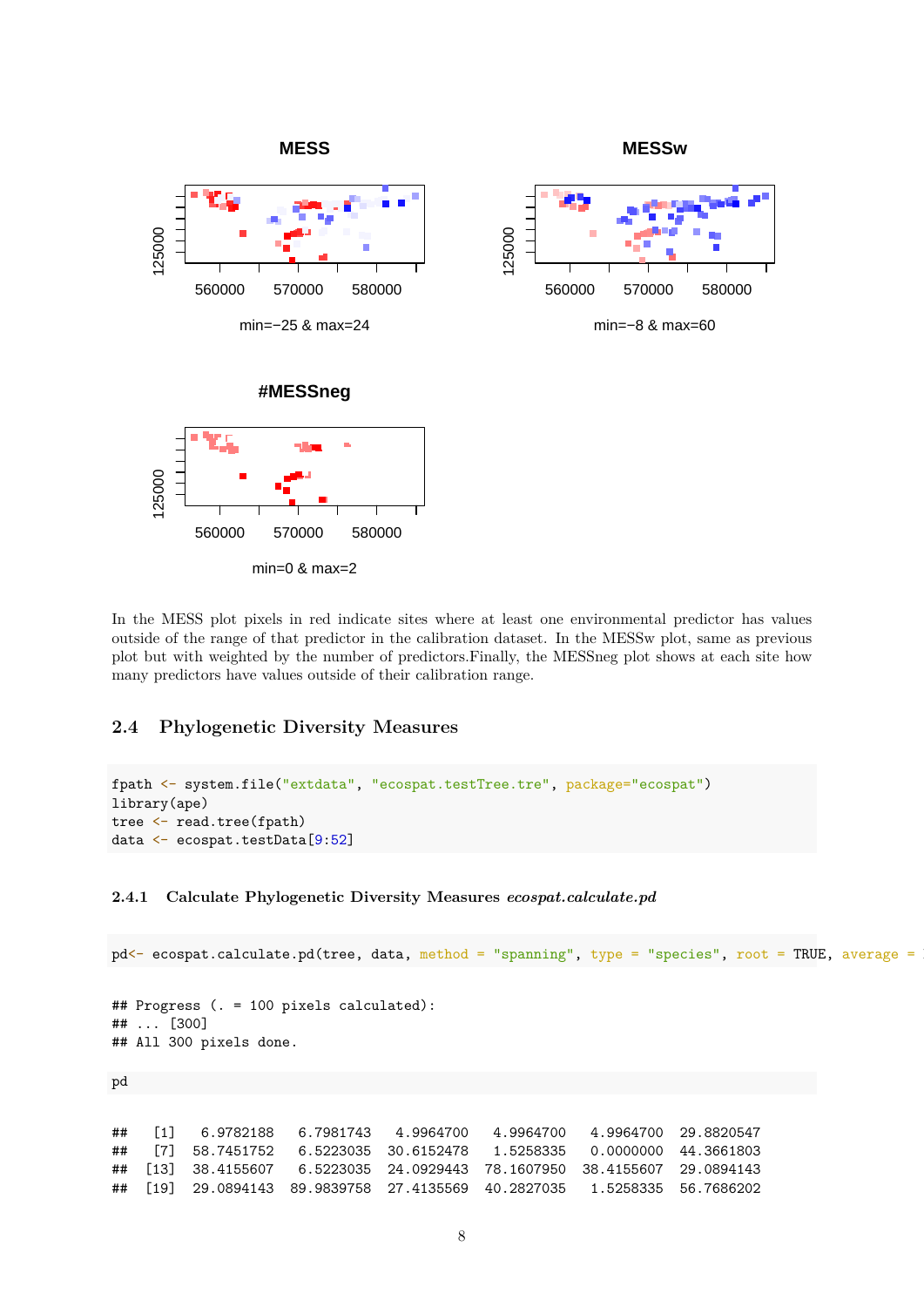In the MESS plot pixels in red indicate sites where at least one environmental predictor has values outside of the range of that predictor in the calibration dataset. In the MESSw plot, same as previous plot but with weighted by the number of predictors.Finally, the MESSneg plot shows at each site how many predictors have values outside of their calibration range.

## 2.4 Phylogenetic Diversity Measures

```
fpath <- system.file("extdata", "ecospat.testTree.tre", package="ecospat")
library(ape)
tree <- read.tree(fpath)
data <- ecospat.testData[9:52]
```

### 2.4.1 Calculate Phylogenetic Diversity Measures *ecospat.calculate.pd*

```
pd<- ecospat.calculate.pd(tree, data, method = "spanning", type = "species", root = TRUE, average = 
```

```
## Progress (. = 100 pixels calculated):
## ... [300]
## All 300 pixels done.
```

```
pd
```

```
##   [1]  6.9782188  6.7981743  4.9964700  4.9964700  4.9964700 29.8820547
##   [7] 58.7451752  6.5223035 30.6152478  1.5258335  0.0000000 44.3661803
##  [13] 38.4155607  6.5223035 24.0929443 78.1607950 38.4155607 29.0894143
##  [19] 29.0894143 89.9839758 27.4135569 40.2827035  1.5258335 56.7686202
```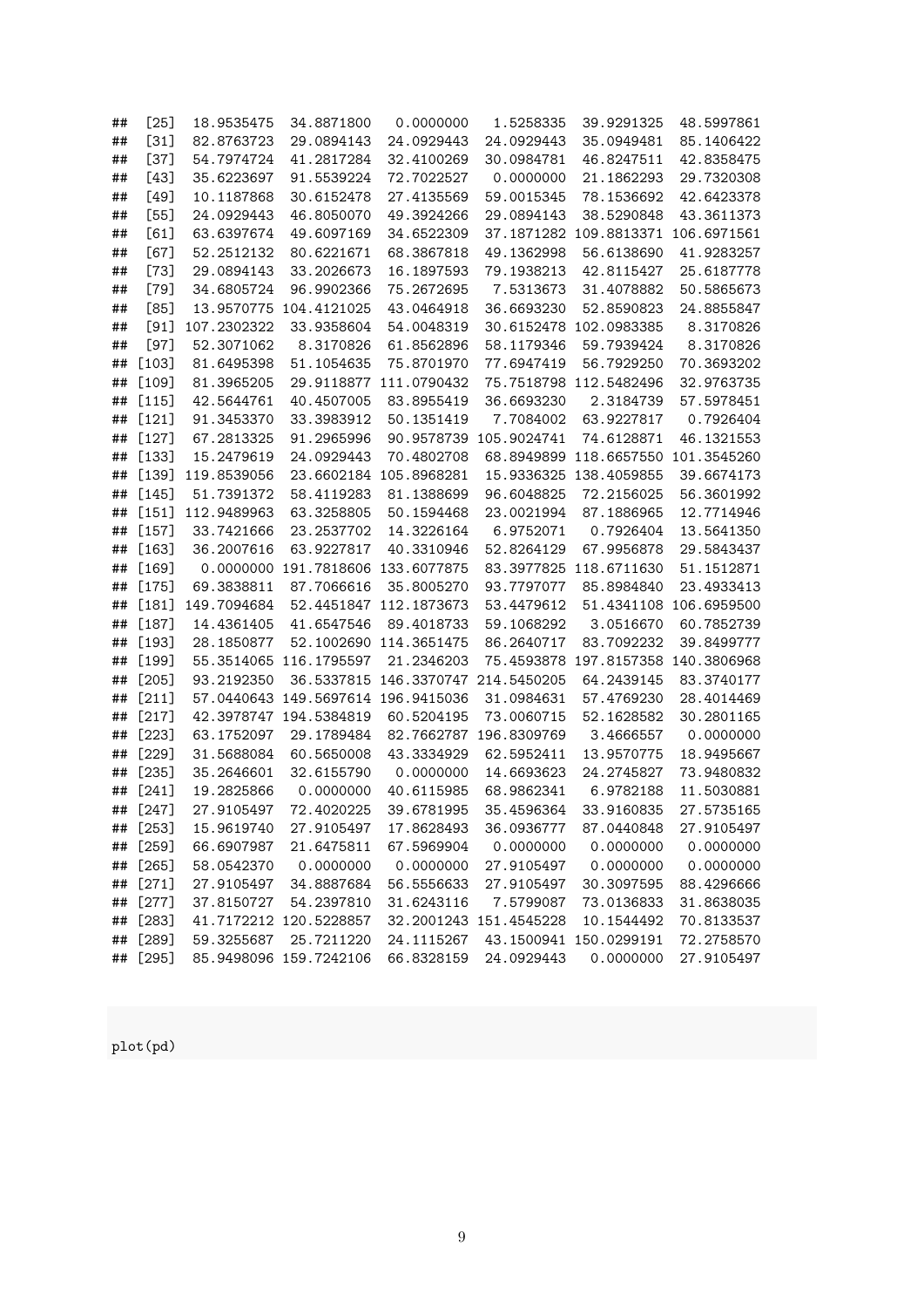```
##  [25]  18.9535475  34.8871800   0.0000000   1.5258335  39.9291325  48.5997861
##  [31]  82.8763723  29.0894143  24.0929443  24.0929443  35.0949481  85.1406422
##  [37]  54.7974724  41.2817284  32.4100269  30.0984781  46.8247511  42.8358475
##  [43]  35.6223697  91.5539224  72.7022527   0.0000000  21.1862293  29.7320308
##  [49]  10.1187868  30.6152478  27.4135569  59.0015345  78.1536692  42.6423378
##  [55]  24.0929443  46.8050070  49.3924266  29.0894143  38.5290848  43.3611373
##  [61]  63.6397674  49.6097169  34.6522309  37.1871282 109.8813371 106.6971561
##  [67]  52.2512132  80.6221671  68.3867818  49.1362998  56.6138690  41.9283257
##  [73]  29.0894143  33.2026673  16.1897593  79.1938213  42.8115427  25.6187778
##  [79]  34.6805724  96.9902366  75.2672695   7.5313673  31.4078882  50.5865673
##  [85]  13.9570775 104.4121025  43.0464918  36.6693230  52.8590823  24.8855847
##  [91] 107.2302322  33.9358604  54.0048319  30.6152478 102.0983385   8.3170826
##  [97]  52.3071062   8.3170826  61.8562896  58.1179346  59.7939424   8.3170826
## [103]  81.6495398  51.1054635  75.8701970  77.6947419  56.7929250  70.3693202
## [109]  81.3965205  29.9118877 111.0790432  75.7518798 112.5482496  32.9763735
## [115]  42.5644761  40.4507005  83.8955419  36.6693230   2.3184739  57.5978451
## [121]  91.3453370  33.3983912  50.1351419   7.7084002  63.9227817   0.7926404
## [127]  67.2813325  91.2965996  90.9578739 105.9024741  74.6128871  46.1321553
## [133]  15.2479619  24.0929443  70.4802708  68.8949899 118.6657550 101.3545260
## [139] 119.8539056  23.6602184 105.8968281  15.9336325 138.4059855  39.6674173
## [145]  51.7391372  58.4119283  81.1388699  96.6048825  72.2156025  56.3601992
## [151] 112.9489963  63.3258805  50.1594468  23.0021994  87.1886965  12.7714946
## [157]  33.7421666  23.2537702  14.3226164   6.9752071   0.7926404  13.5641350
## [163]  36.2007616  63.9227817  40.3310946  52.8264129  67.9956878  29.5843437
## [169]   0.0000000 191.7818606 133.6077875  83.3977825 118.6711630  51.1512871
## [175]  69.3838811  87.7066616  35.8005270  93.7797077  85.8984840  23.4933413
## [181] 149.7094684  52.4451847 112.1873673  53.4479612  51.4341108 106.6959500
## [187]  14.4361405  41.6547546  89.4018733  59.1068292   3.0516670  60.7852739
## [193]  28.1850877  52.1002690 114.3651475  86.2640717  83.7092232  39.8499777
## [199]  55.3514065 116.1795597  21.2346203  75.4593878 197.8157358 140.3806968
## [205]  93.2192350  36.5337815 146.3370747 214.5450205  64.2439145  83.3740177
## [211]  57.0440643 149.5697614 196.9415036  31.0984631  57.4769230  28.4014469
## [217]  42.3978747 194.5384819  60.5204195  73.0060715  52.1628582  30.2801165
## [223]  63.1752097  29.1789484  82.7662787 196.8309769   3.4666557   0.0000000
## [229]  31.5688084  60.5650008  43.3334929  62.5952411  13.9570775  18.9495667
## [235]  35.2646601  32.6155790   0.0000000  14.6693623  24.2745827  73.9480832
## [241]  19.2825866   0.0000000  40.6115985  68.9862341   6.9782188  11.5030881
## [247]  27.9105497  72.4020225  39.6781995  35.4596364  33.9160835  27.5735165
## [253]  15.9619740  27.9105497  17.8628493  36.0936777  87.0440848  27.9105497
## [259]  66.6907987  21.6475811  67.5969904   0.0000000   0.0000000   0.0000000
## [265]  58.0542370   0.0000000   0.0000000  27.9105497   0.0000000   0.0000000
## [271]  27.9105497  34.8887684  56.5556633  27.9105497  30.3097595  88.4296666
## [277]  37.8150727  54.2397810  31.6243116   7.5799087  73.0136833  31.8638035
## [283]  41.7172212 120.5228857  32.2001243 151.4545228  10.1544492  70.8133537
## [289]  59.3255687  25.7211220  24.1115267  43.1500941 150.0299191  72.2758570
## [295]  85.9498096 159.7242106  66.8328159  24.0929443   0.0000000  27.9105497
```

```
plot(pd)
```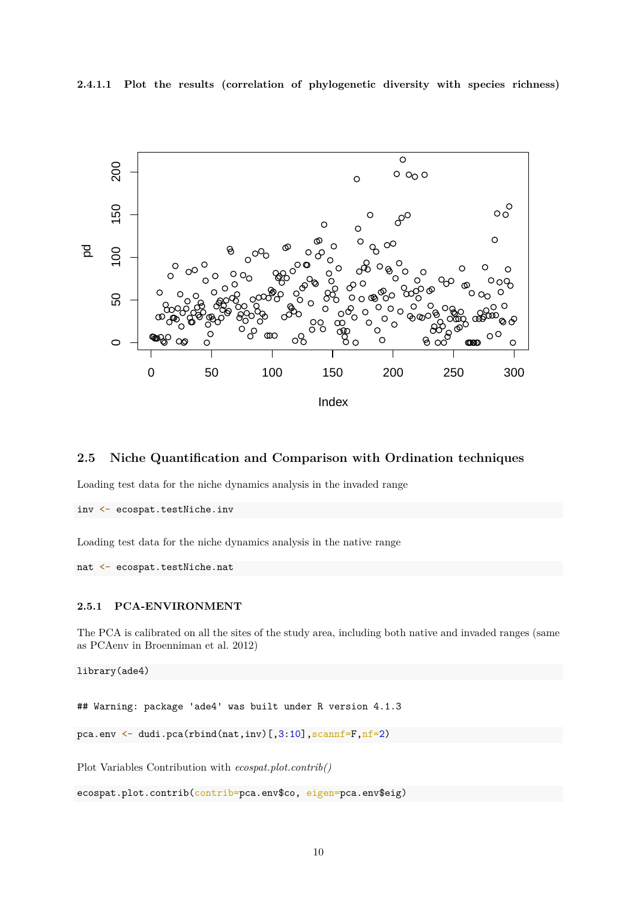#### 2.4.1.1 Plot the results (correlation of phylogenetic diversity with species richness)

## 2.5 Niche Quantification and Comparison with Ordination techniques

Loading test data for the niche dynamics analysis in the invaded range

```
inv <- ecospat.testNiche.inv
```

Loading test data for the niche dynamics analysis in the native range

```
nat <- ecospat.testNiche.nat
```

### 2.5.1 PCA-ENVIRONMENT

The PCA is calibrated on all the sites of the study area, including both native and invaded ranges (same as PCAenv in Broenniman et al. 2012)

```
library(ade4)
```

```
## Warning: package 'ade4' was built under R version 4.1.3
```

```
pca.env <- dudi.pca(rbind(nat,inv)[,3:10],scannf=F,nf=2)
```

Plot Variables Contribution with *ecospat.plot.contrib()*

```
ecospat.plot.contrib(contrib=pca.env$co, eigen=pca.env$eig)
```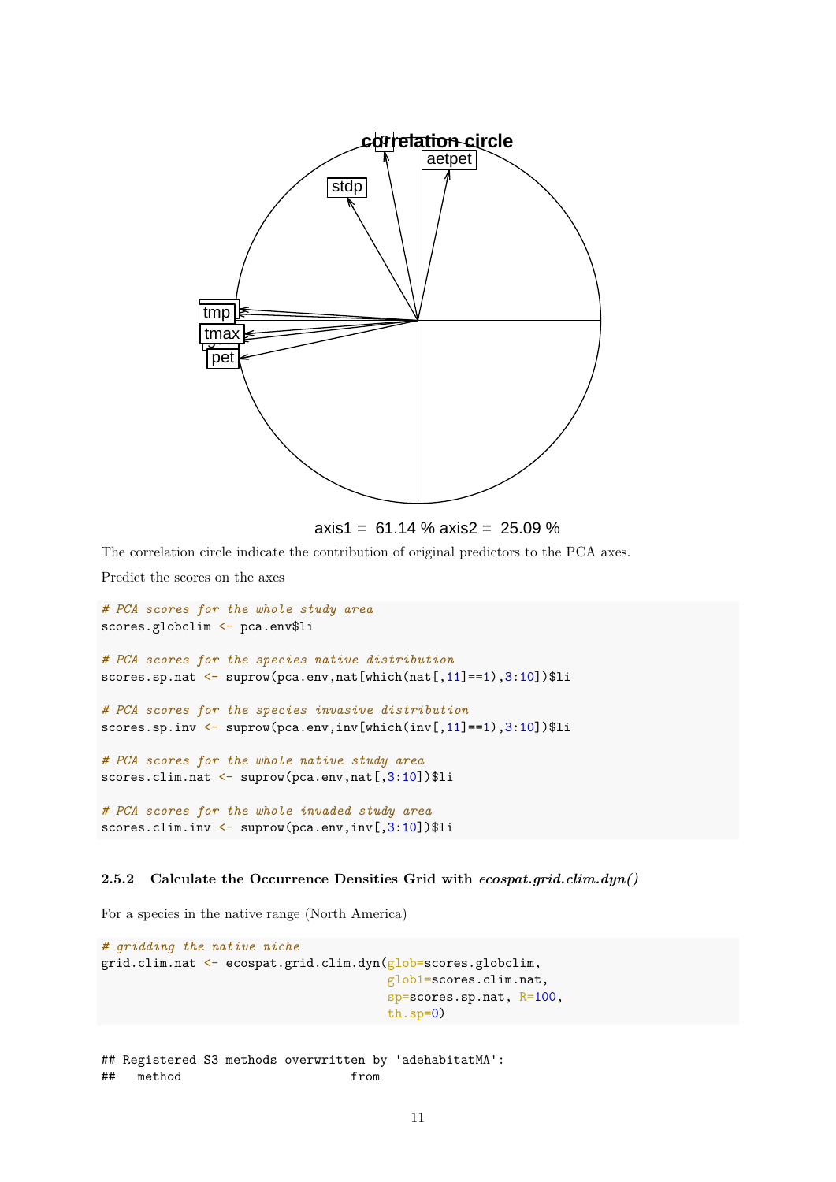The correlation circle indicate the contribution of original predictors to the PCA axes.

Predict the scores on the axes

```
# PCA scores for the whole study area
scores.globclim <- pca.env$li

# PCA scores for the species native distribution
scores.sp.nat <- suprow(pca.env,nat[which(nat[,11]==1),3:10])$li

# PCA scores for the species invasive distribution
scores.sp.inv <- suprow(pca.env,inv[which(inv[,11]==1),3:10])$li

# PCA scores for the whole native study area
scores.clim.nat <- suprow(pca.env,nat[,3:10])$li

# PCA scores for the whole invaded study area
scores.clim.inv <- suprow(pca.env,inv[,3:10])$li
```

### 2.5.2 Calculate the Occurrence Densities Grid with *ecospat.grid.clim.dyn()*

For a species in the native range (North America)

```
# gridding the native niche
grid.clim.nat <- ecospat.grid.clim.dyn(glob=scores.globclim,
                                        glob1=scores.clim.nat,
                                        sp=scores.sp.nat, R=100,
                                        th.sp=0)
```

```
## Registered S3 methods overwritten by 'adehabitatMA':
##   method                        from
```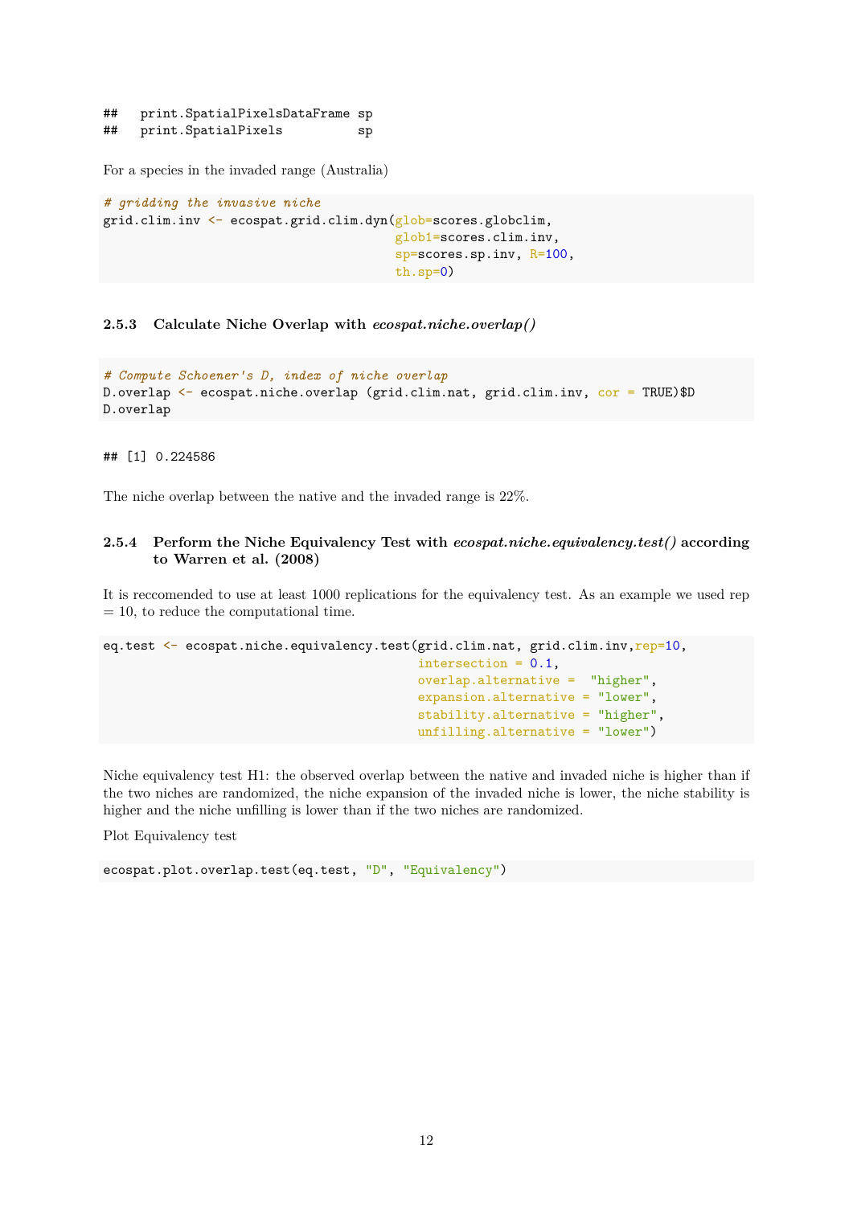```
##   print.SpatialPixelsDataFrame sp
##   print.SpatialPixels          sp
```

For a species in the invaded range (Australia)

```
# gridding the invasive niche
grid.clim.inv <- ecospat.grid.clim.dyn(glob=scores.globclim,
                                       glob1=scores.clim.inv,
                                       sp=scores.sp.inv, R=100,
                                       th.sp=0)
```

### 2.5.3 Calculate Niche Overlap with *ecospat.niche.overlap()*

```
# Compute Schoener's D, index of niche overlap
D.overlap <- ecospat.niche.overlap (grid.clim.nat, grid.clim.inv, cor = TRUE)$D
D.overlap
```

```
## [1] 0.224586
```

The niche overlap between the native and the invaded range is 22%.

### 2.5.4 Perform the Niche Equivalency Test with *ecospat.niche.equivalency.test()* according to Warren et al. (2008)

It is reccomended to use at least 1000 replications for the equivalency test. As an example we used rep = 10, to reduce the computational time.

```
eq.test <- ecospat.niche.equivalency.test(grid.clim.nat, grid.clim.inv,rep=10,
                                          intersection = 0.1,
                                          overlap.alternative =  "higher",
                                          expansion.alternative = "lower",
                                          stability.alternative = "higher",
                                          unfilling.alternative = "lower")
```

Niche equivalency test H1: the observed overlap between the native and invaded niche is higher than if the two niches are randomized, the niche expansion of the invaded niche is lower, the niche stability is higher and the niche unfilling is lower than if the two niches are randomized.

Plot Equivalency test

```
ecospat.plot.overlap.test(eq.test, "D", "Equivalency")
```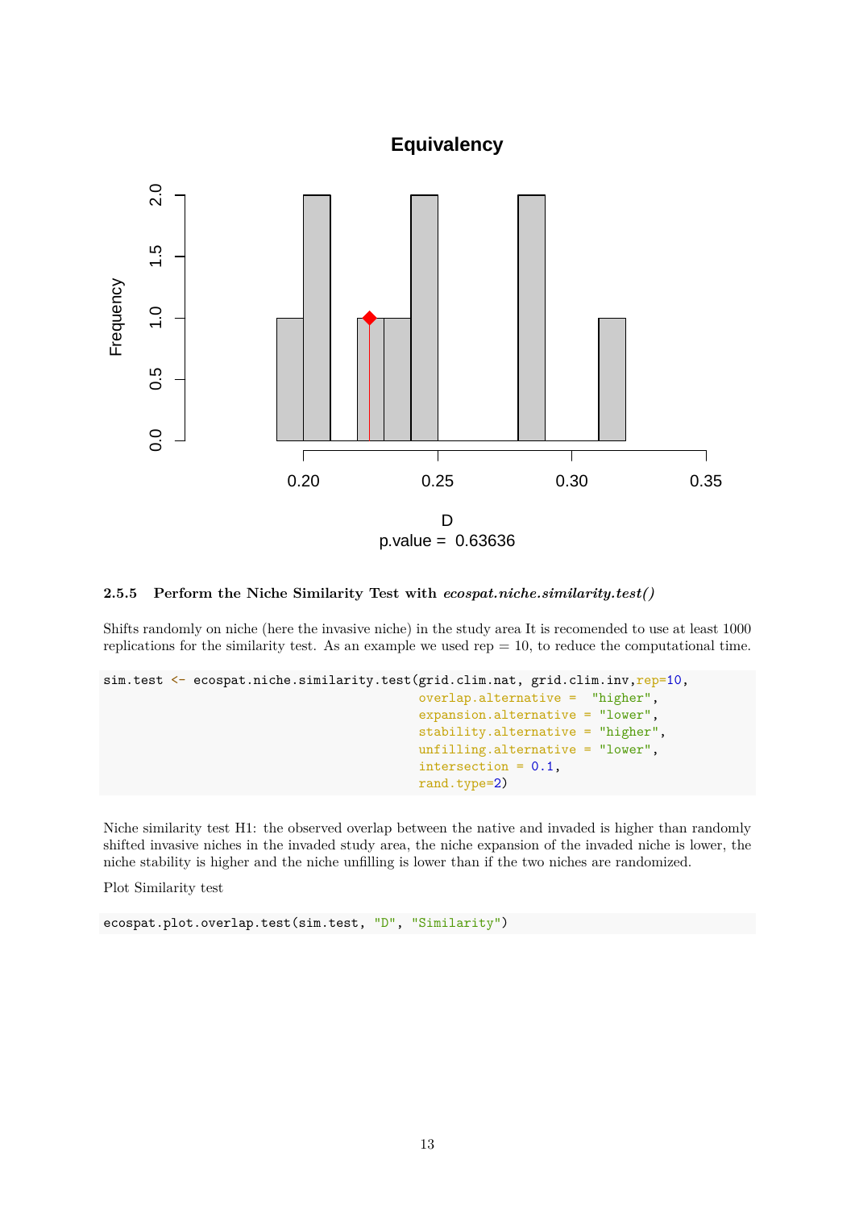#### 2.5.5 Perform the Niche Similarity Test with *ecospat.niche.similarity.test()*

Shifts randomly on niche (here the invasive niche) in the study area It is recomended to use at least 1000 replications for the similarity test. As an example we used rep = 10, to reduce the computational time.

```
sim.test <- ecospat.niche.similarity.test(grid.clim.nat, grid.clim.inv,rep=10,
                                          overlap.alternative =  "higher",
                                          expansion.alternative = "lower",
                                          stability.alternative = "higher",
                                          unfilling.alternative = "lower",
                                          intersection = 0.1,
                                          rand.type=2)
```

Niche similarity test H1: the observed overlap between the native and invaded is higher than randomly shifted invasive niches in the invaded study area, the niche expansion of the invaded niche is lower, the niche stability is higher and the niche unfilling is lower than if the two niches are randomized.

Plot Similarity test

```
ecospat.plot.overlap.test(sim.test, "D", "Similarity")
```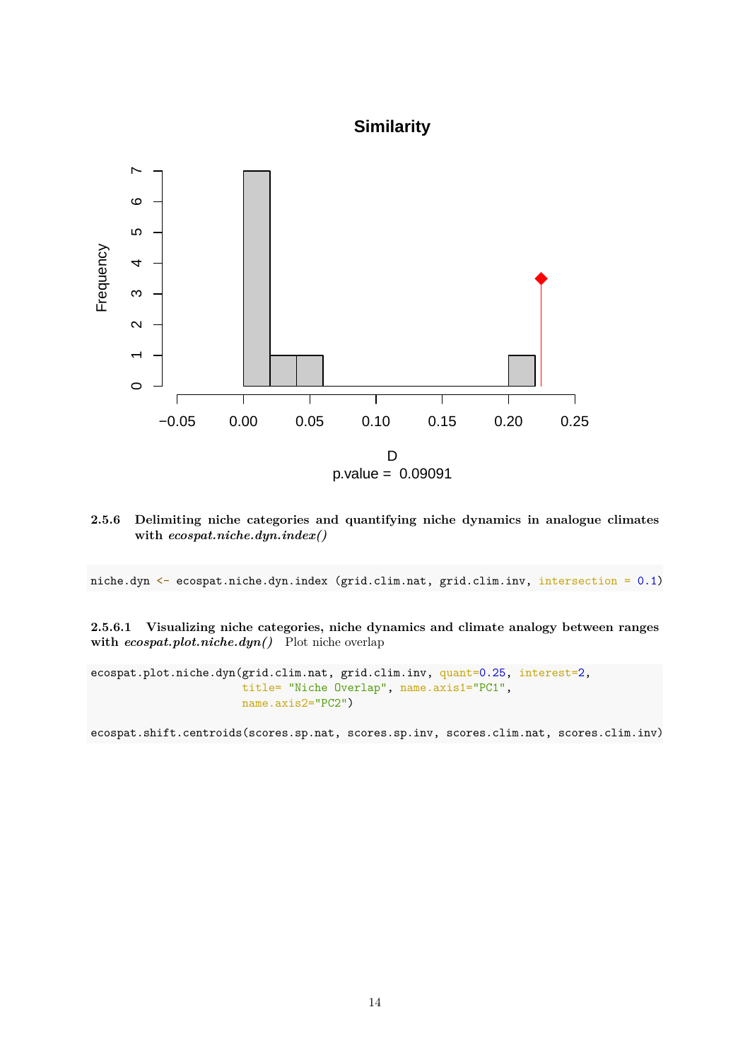#### 2.5.6 Delimiting niche categories and quantifying niche dynamics in analogue climates with *ecospat.niche.dyn.index()*

```
niche.dyn <- ecospat.niche.dyn.index (grid.clim.nat, grid.clim.inv, intersection = 0.1)
```

##### 2.5.6.1 Visualizing niche categories, niche dynamics and climate analogy between ranges with *ecospat.plot.niche.dyn()* Plot niche overlap

```
ecospat.plot.niche.dyn(grid.clim.nat, grid.clim.inv, quant=0.25, interest=2,
                       title= "Niche Overlap", name.axis1="PC1",
                       name.axis2="PC2")

ecospat.shift.centroids(scores.sp.nat, scores.sp.inv, scores.clim.nat, scores.clim.inv)
```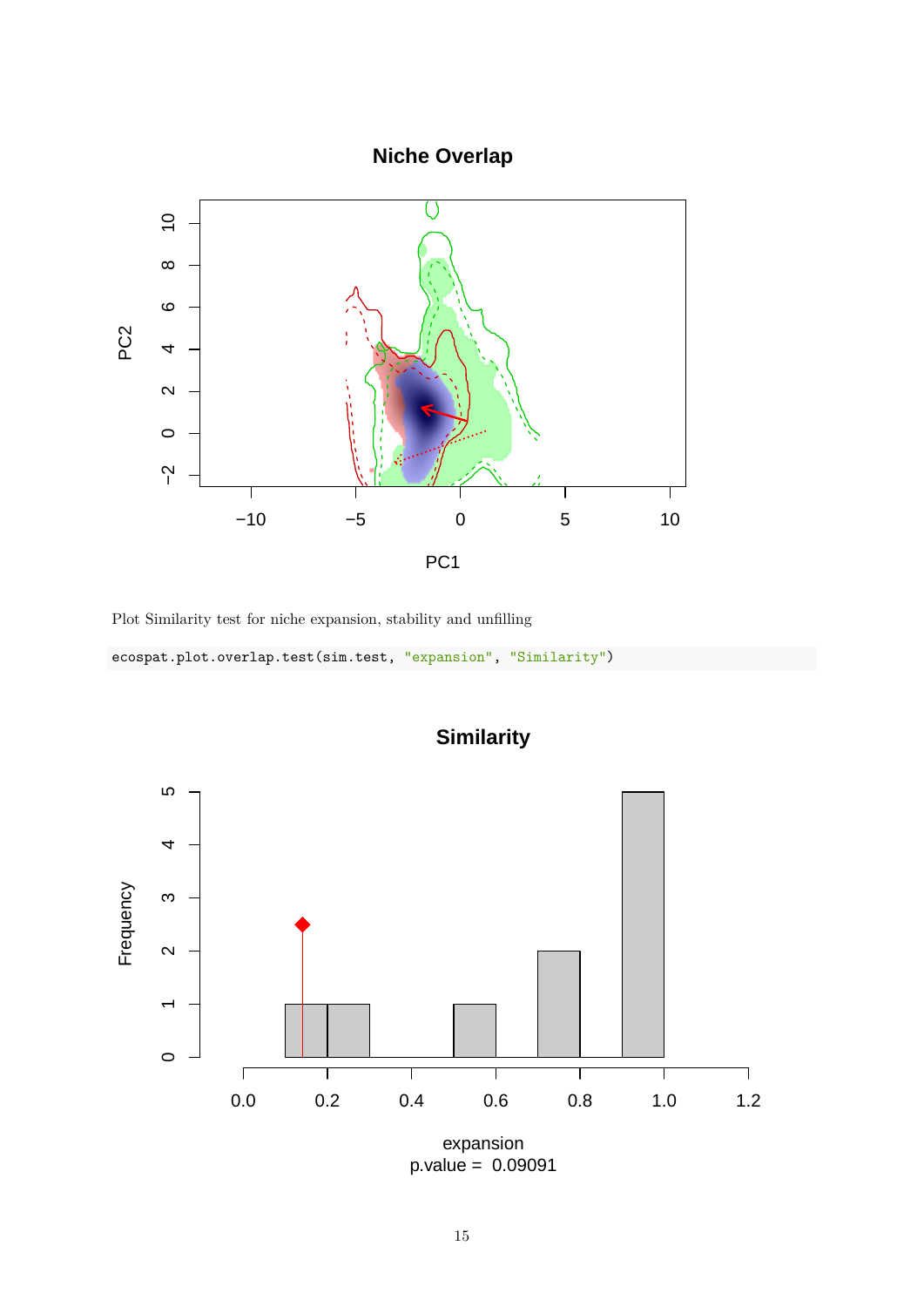Plot Similarity test for niche expansion, stability and unfilling

```
ecospat.plot.overlap.test(sim.test, "expansion", "Similarity")
```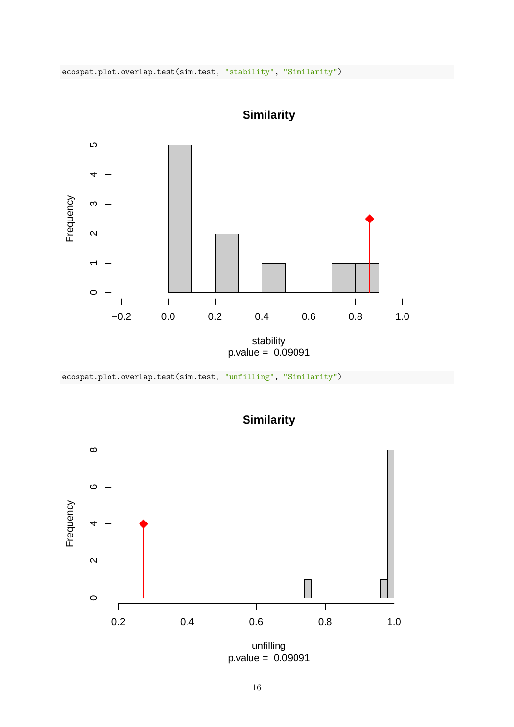```
ecospat.plot.overlap.test(sim.test, "stability", "Similarity")
```

```
ecospat.plot.overlap.test(sim.test, "unfilling", "Similarity")
```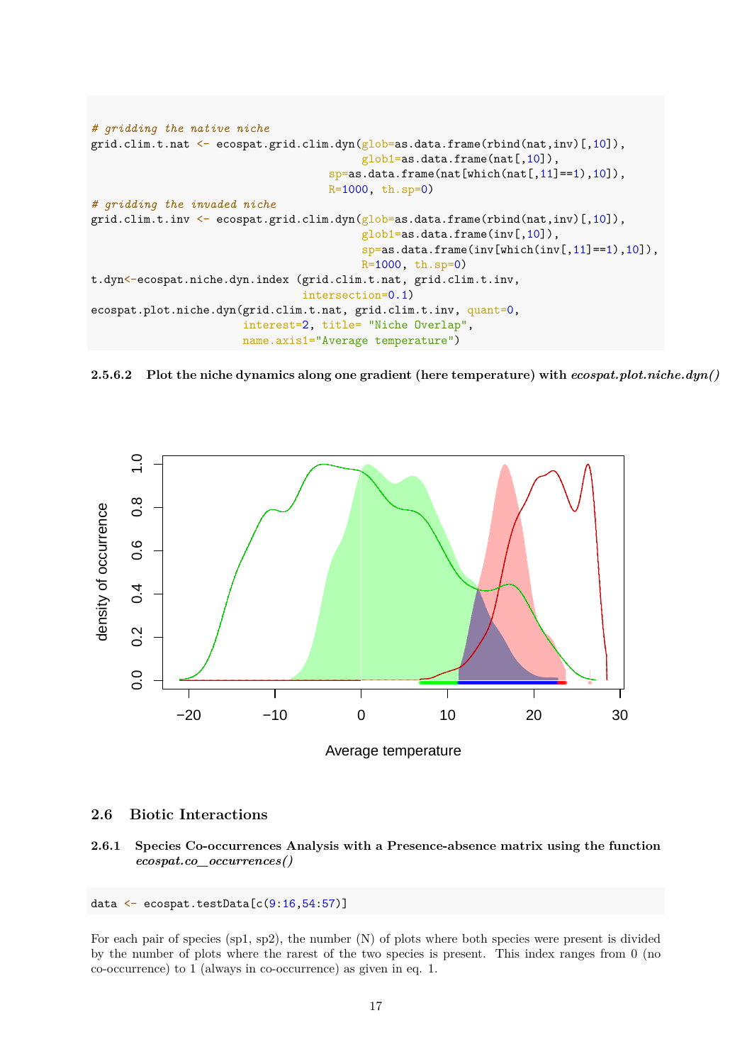```
# gridding the native niche
grid.clim.t.nat <- ecospat.grid.clim.dyn(glob=as.data.frame(rbind(nat,inv)[,10]),
                                         glob1=as.data.frame(nat[,10]),
                                    sp=as.data.frame(nat[which(nat[,11]==1),10]),
                                    R=1000, th.sp=0)
# gridding the invaded niche
grid.clim.t.inv <- ecospat.grid.clim.dyn(glob=as.data.frame(rbind(nat,inv)[,10]),
                                         glob1=as.data.frame(inv[,10]),
                                         sp=as.data.frame(inv[which(inv[,11]==1),10]),
                                         R=1000, th.sp=0)
t.dyn<-ecospat.niche.dyn.index (grid.clim.t.nat, grid.clim.t.inv,
                                intersection=0.1)
ecospat.plot.niche.dyn(grid.clim.t.nat, grid.clim.t.inv, quant=0,
                       interest=2, title= "Niche Overlap",
                       name.axis1="Average temperature")
```

##### 2.5.6.2 Plot the niche dynamics along one gradient (here temperature) with *ecospat.plot.niche.dyn()*

## 2.6 Biotic Interactions

### 2.6.1 Species Co-occurrences Analysis with a Presence-absence matrix using the function *ecospat.co_occurrences()*

```
data <- ecospat.testData[c(9:16,54:57)]
```

For each pair of species (sp1, sp2), the number (N) of plots where both species were present is divided by the number of plots where the rarest of the two species is present. This index ranges from 0 (no co-occurrence) to 1 (always in co-occurrence) as given in eq. 1.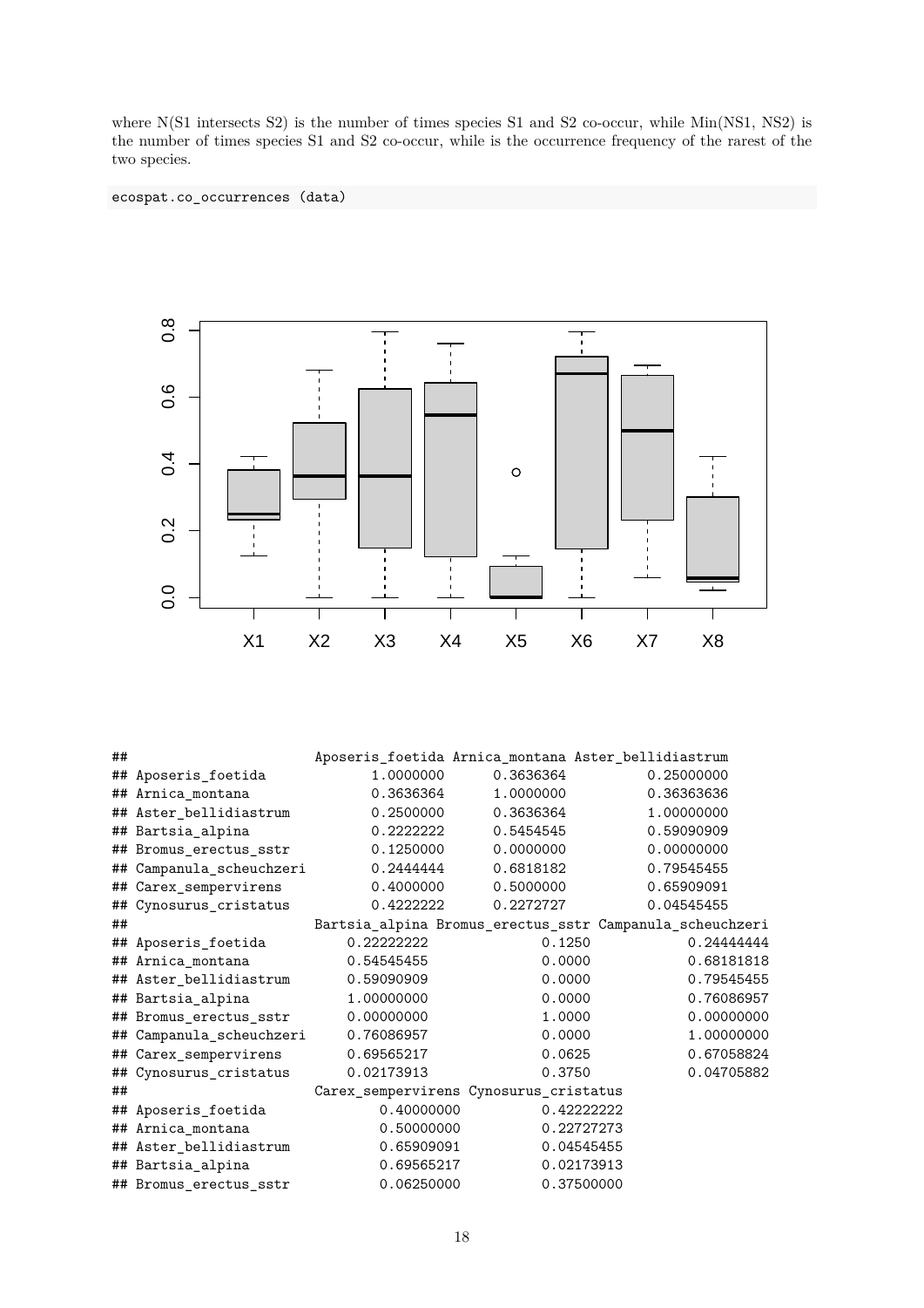where N(S1 intersects S2) is the number of times species S1 and S2 co-occur, while Min(NS1, NS2) is the number of times species S1 and S2 co-occur, while is the occurrence frequency of the rarest of the two species.

```
ecospat.co_occurrences (data)
```

```
##                        Aposeris_foetida Arnica_montana Aster_bellidiastrum
## Aposeris_foetida              1.0000000      0.3636364          0.25000000
## Arnica_montana                0.3636364      1.0000000          0.36363636
## Aster_bellidiastrum           0.2500000      0.3636364          1.00000000
## Bartsia_alpina                0.2222222      0.5454545          0.59090909
## Bromus_erectus_sstr           0.1250000      0.0000000          0.00000000
## Campanula_scheuchzeri         0.2444444      0.6818182          0.79545455
## Carex_sempervirens            0.4000000      0.5000000          0.65909091
## Cynosurus_cristatus           0.4222222      0.2272727          0.04545455
##                        Bartsia_alpina Bromus_erectus_sstr Campanula_scheuchzeri
## Aposeris_foetida           0.22222222              0.1250            0.24444444
## Arnica_montana             0.54545455              0.0000            0.68181818
## Aster_bellidiastrum        0.59090909              0.0000            0.79545455
## Bartsia_alpina             1.00000000              0.0000            0.76086957
## Bromus_erectus_sstr        0.00000000              1.0000            0.00000000
## Campanula_scheuchzeri      0.76086957              0.0000            1.00000000
## Carex_sempervirens         0.69565217              0.0625            0.67058824
## Cynosurus_cristatus        0.02173913              0.3750            0.04705882
##                        Carex_sempervirens Cynosurus_cristatus
## Aposeris_foetida               0.40000000          0.42222222
## Arnica_montana                 0.50000000          0.22727273
## Aster_bellidiastrum            0.65909091          0.04545455
## Bartsia_alpina                 0.69565217          0.02173913
## Bromus_erectus_sstr            0.06250000          0.37500000
```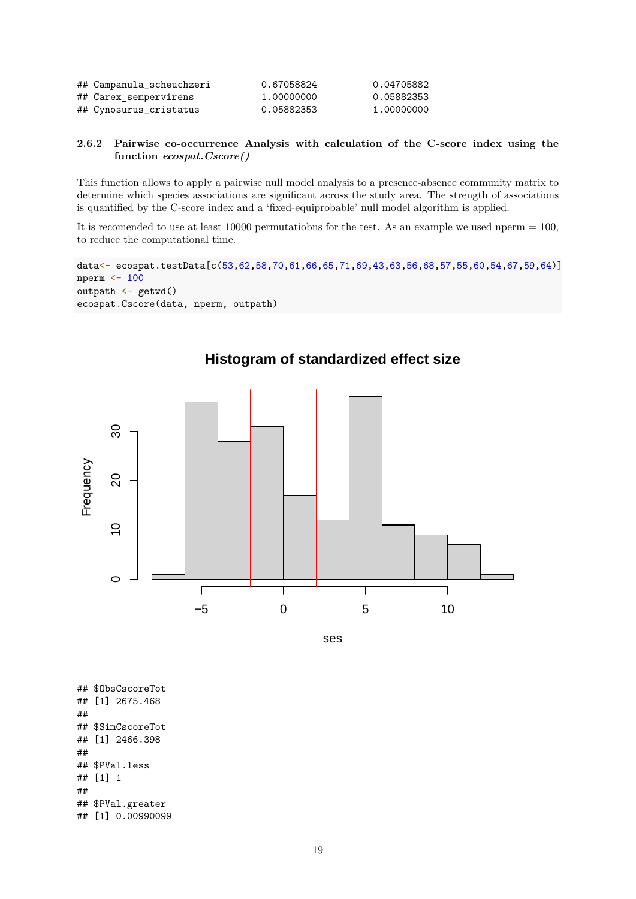```
## Campanula_scheuchzeri          0.67058824          0.04705882
## Carex_sempervirens             1.00000000          0.05882353
## Cynosurus_cristatus            0.05882353          1.00000000
```

### 2.6.2 Pairwise co-occurrence Analysis with calculation of the C-score index using the function *ecospat.Cscore()*

This function allows to apply a pairwise null model analysis to a presence-absence community matrix to determine which species associations are significant across the study area. The strength of associations is quantified by the C-score index and a 'fixed-equiprobable' null model algorithm is applied.

It is recomended to use at least 10000 permutatiobns for the test. As an example we used nperm = 100, to reduce the computational time.

```
data<- ecospat.testData[c(53,62,58,70,61,66,65,71,69,43,63,56,68,57,55,60,54,67,59,64)]
nperm <- 100
outpath <- getwd()
ecospat.Cscore(data, nperm, outpath)
```

```
## $ObsCscoreTot
## [1] 2675.468
##
## $SimCscoreTot
## [1] 2466.398
##
## $PVal.less
## [1] 1
##
## $PVal.greater
## [1] 0.00990099
```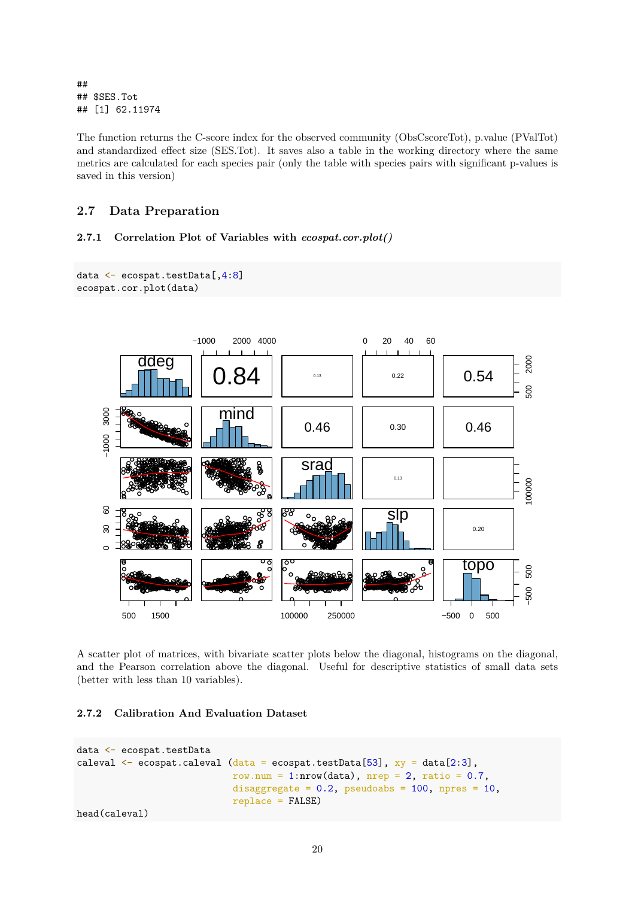```
##
## $SES.Tot
## [1] 62.11974
```

The function returns the C-score index for the observed community (ObsCscoreTot), p.value (PValTot) and standardized effect size (SES.Tot). It saves also a table in the working directory where the same metrics are calculated for each species pair (only the table with species pairs with significant p-values is saved in this version)

## 2.7 Data Preparation

### 2.7.1 Correlation Plot of Variables with *ecospat.cor.plot()*

```
data <- ecospat.testData[,4:8]
ecospat.cor.plot(data)
```

A scatter plot of matrices, with bivariate scatter plots below the diagonal, histograms on the diagonal, and the Pearson correlation above the diagonal. Useful for descriptive statistics of small data sets (better with less than 10 variables).

### 2.7.2 Calibration And Evaluation Dataset

```
data <- ecospat.testData
caleval <- ecospat.caleval (data = ecospat.testData[53], xy = data[2:3],
                            row.num = 1:nrow(data), nrep = 2, ratio = 0.7,
                            disaggregate = 0.2, pseudoabs = 100, npres = 10,
                            replace = FALSE)
head(caleval)
```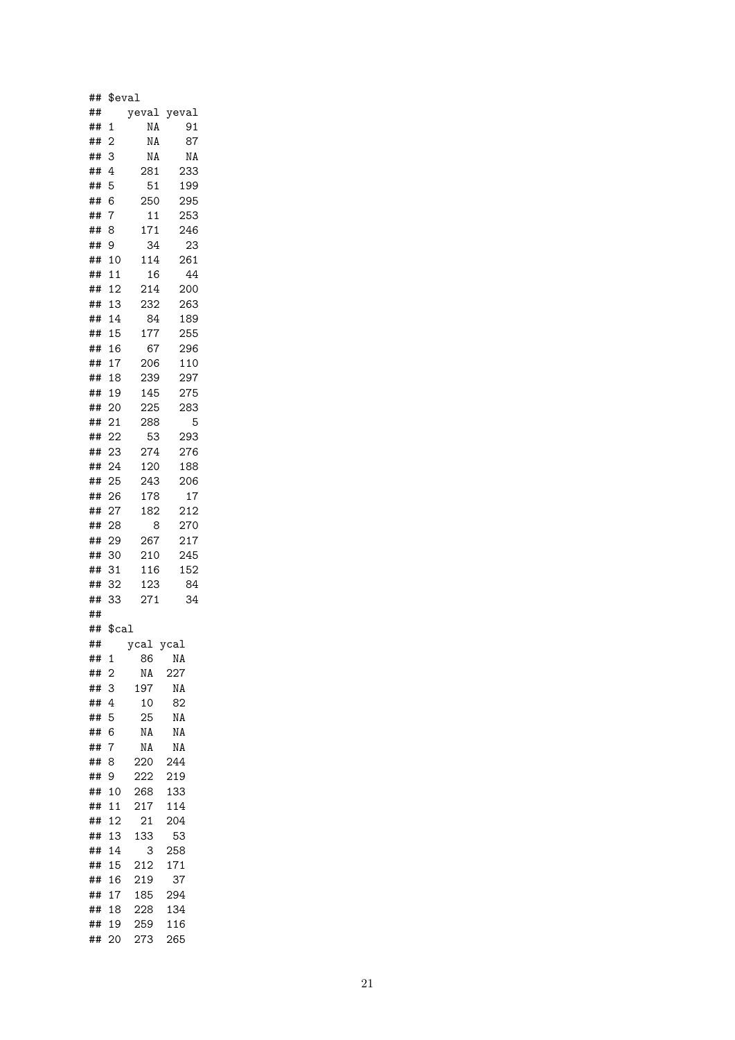```
## $eval
##    yeval yeval
## 1     NA    91
## 2     NA    87
## 3     NA    NA
## 4    281   233
## 5     51   199
## 6    250   295
## 7     11   253
## 8    171   246
## 9     34    23
## 10   114   261
## 11    16    44
## 12   214   200
## 13   232   263
## 14    84   189
## 15   177   255
## 16    67   296
## 17   206   110
## 18   239   297
## 19   145   275
## 20   225   283
## 21   288     5
## 22    53   293
## 23   274   276
## 24   120   188
## 25   243   206
## 26   178    17
## 27   182   212
## 28     8   270
## 29   267   217
## 30   210   245
## 31   116   152
## 32   123    84
## 33   271    34
##
## $cal
##    ycal ycal
## 1    86   NA
## 2    NA  227
## 3   197   NA
## 4    10   82
## 5    25   NA
## 6    NA   NA
## 7    NA   NA
## 8   220  244
## 9   222  219
## 10  268  133
## 11  217  114
## 12   21  204
## 13  133   53
## 14    3  258
## 15  212  171
## 16  219   37
## 17  185  294
## 18  228  134
## 19  259  116
## 20  273  265
```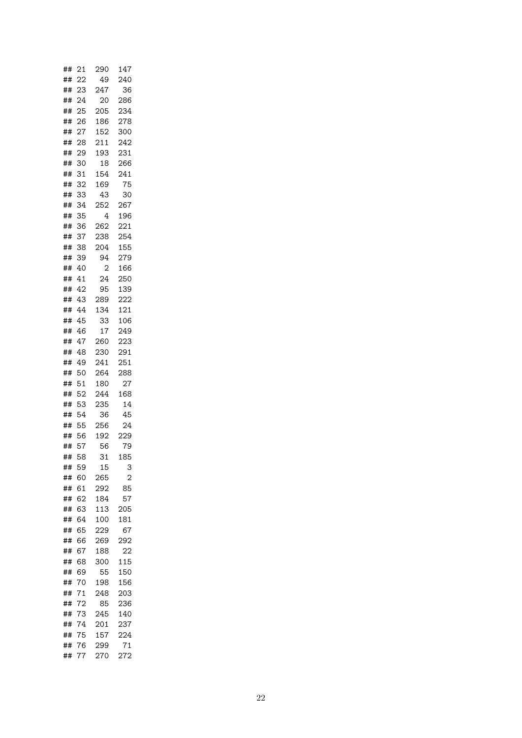```
## 21  290  147
## 22   49  240
## 23  247   36
## 24   20  286
## 25  205  234
## 26  186  278
## 27  152  300
## 28  211  242
## 29  193  231
## 30   18  266
## 31  154  241
## 32  169   75
## 33   43   30
## 34  252  267
## 35    4  196
## 36  262  221
## 37  238  254
## 38  204  155
## 39   94  279
## 40    2  166
## 41   24  250
## 42   95  139
## 43  289  222
## 44  134  121
## 45   33  106
## 46   17  249
## 47  260  223
## 48  230  291
## 49  241  251
## 50  264  288
## 51  180   27
## 52  244  168
## 53  235   14
## 54   36   45
## 55  256   24
## 56  192  229
## 57   56   79
## 58   31  185
## 59   15    3
## 60  265    2
## 61  292   85
## 62  184   57
## 63  113  205
## 64  100  181
## 65  229   67
## 66  269  292
## 67  188   22
## 68  300  115
## 69   55  150
## 70  198  156
## 71  248  203
## 72   85  236
## 73  245  140
## 74  201  237
## 75  157  224
## 76  299   71
## 77  270  272
```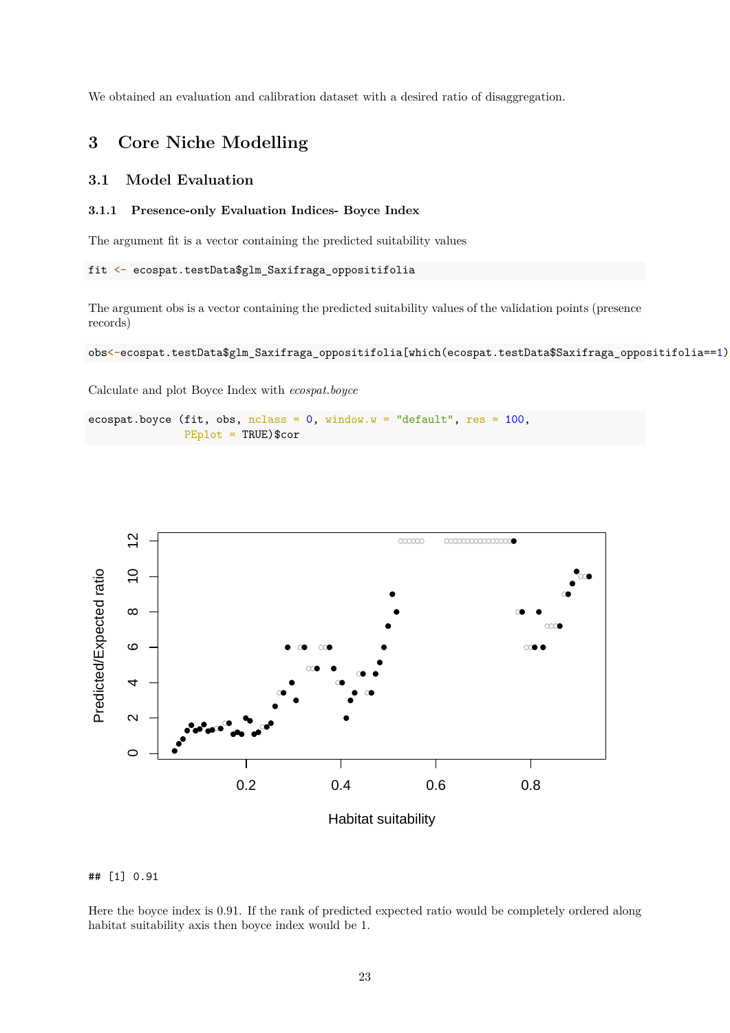We obtained an evaluation and calibration dataset with a desired ratio of disaggregation.

# 3 Core Niche Modelling

## 3.1 Model Evaluation

### 3.1.1 Presence-only Evaluation Indices- Boyce Index

The argument fit is a vector containing the predicted suitability values

```
fit <- ecospat.testData$glm_Saxifraga_oppositifolia
```

The argument obs is a vector containing the predicted suitability values of the validation points (presence records)

```
obs<-ecospat.testData$glm_Saxifraga_oppositifolia[which(ecospat.testData$Saxifraga_oppositifolia==1)
```

Calculate and plot Boyce Index with *ecospat.boyce*

```
ecospat.boyce (fit, obs, nclass = 0, window.w = "default", res = 100,
               PEplot = TRUE)$cor
```

```
## [1] 0.91
```

Here the boyce index is 0.91. If the rank of predicted expected ratio would be completely ordered along habitat suitability axis then boyce index would be 1.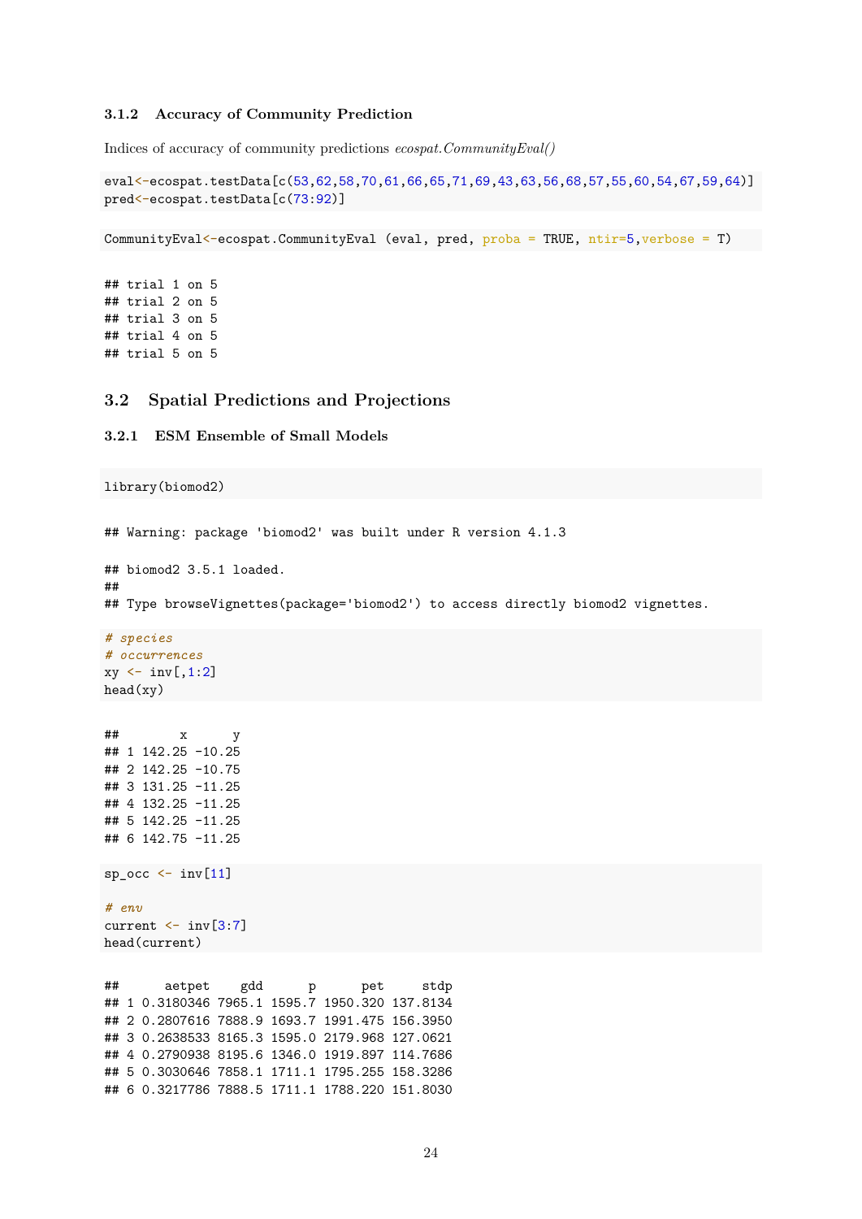### 3.1.2 Accuracy of Community Prediction

Indices of accuracy of community predictions *ecospat.CommunityEval()*

```
eval<-ecospat.testData[c(53,62,58,70,61,66,65,71,69,43,63,56,68,57,55,60,54,67,59,64)]
pred<-ecospat.testData[c(73:92)]
```

```
CommunityEval<-ecospat.CommunityEval (eval, pred, proba = TRUE, ntir=5,verbose = T)
```

```
## trial 1 on 5
## trial 2 on 5
## trial 3 on 5
## trial 4 on 5
## trial 5 on 5
```

## 3.2 Spatial Predictions and Projections

### 3.2.1 ESM Ensemble of Small Models

```
library(biomod2)
```

```
## Warning: package 'biomod2' was built under R version 4.1.3
```

```
## biomod2 3.5.1 loaded.
##
## Type browseVignettes(package='biomod2') to access directly biomod2 vignettes.
```

```
# species
# occurrences
xy <- inv[,1:2]
head(xy)
```

```
##        x      y
## 1 142.25 -10.25
## 2 142.25 -10.75
## 3 131.25 -11.25
## 4 132.25 -11.25
## 5 142.25 -11.25
## 6 142.75 -11.25
```

```
sp_occ <- inv[11]

# env
current <- inv[3:7]
head(current)
```

```
##      aetpet    gdd      p      pet     stdp
## 1 0.3180346 7965.1 1595.7 1950.320 137.8134
## 2 0.2807616 7888.9 1693.7 1991.475 156.3950
## 3 0.2638533 8165.3 1595.0 2179.968 127.0621
## 4 0.2790938 8195.6 1346.0 1919.897 114.7686
## 5 0.3030646 7858.1 1711.1 1795.255 158.3286
## 6 0.3217786 7888.5 1711.1 1788.220 151.8030
```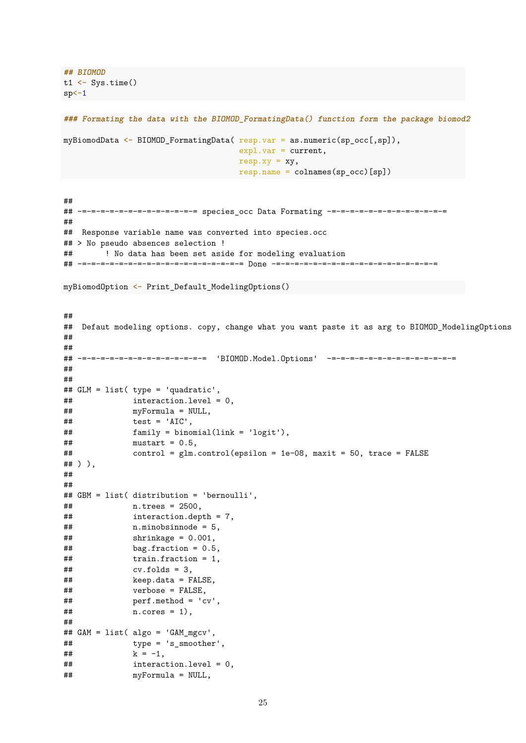```r
## BIOMOD
t1 <- Sys.time()
sp<-1

### Formating the data with the BIOMOD_FormatingData() function form the package biomod2

myBiomodData <- BIOMOD_FormatingData( resp.var = as.numeric(sp_occ[,sp]),
                                      expl.var = current,
                                      resp.xy = xy,
                                      resp.name = colnames(sp_occ)[sp])
```

```
##
## -=-=-=-=-=-=-=-=-=-=-=-=-= species_occ Data Formating -=-=-=-=-=-=-=-=-=-=-=-=-=-=
##
##  Response variable name was converted into species.occ
## > No pseudo absences selection !
##       ! No data has been set aside for modeling evaluation
## -=-=-=-=-=-=-=-=-=-=-=-=-=-=-=-=-=-= Done -=-=-=-=-=-=-=-=-=-=-=-=-=-=-=-=-=-=-=
```

```r
myBiomodOption <- Print_Default_ModelingOptions()
```

```
##
##  Defaut modeling options. copy, change what you want paste it as arg to BIOMOD_ModelingOptions
##
##
## -=-=-=-=-=-=-=-=-=-=-=-=-=-=-=  'BIOMOD.Model.Options'  -=-=-=-=-=-=-=-=-=-=-=-=-=-=
##
##
## GLM = list( type = 'quadratic',
##             interaction.level = 0,
##             myFormula = NULL,
##             test = 'AIC',
##             family = binomial(link = 'logit'),
##             mustart = 0.5,
##             control = glm.control(epsilon = 1e-08, maxit = 50, trace = FALSE
## ) ),
##
##
## GBM = list( distribution = 'bernoulli',
##             n.trees = 2500,
##             interaction.depth = 7,
##             n.minobsinnode = 5,
##             shrinkage = 0.001,
##             bag.fraction = 0.5,
##             train.fraction = 1,
##             cv.folds = 3,
##             keep.data = FALSE,
##             verbose = FALSE,
##             perf.method = 'cv',
##             n.cores = 1),
##
## GAM = list( algo = 'GAM_mgcv',
##             type = 's_smoother',
##             k = -1,
##             interaction.level = 0,
##             myFormula = NULL,
```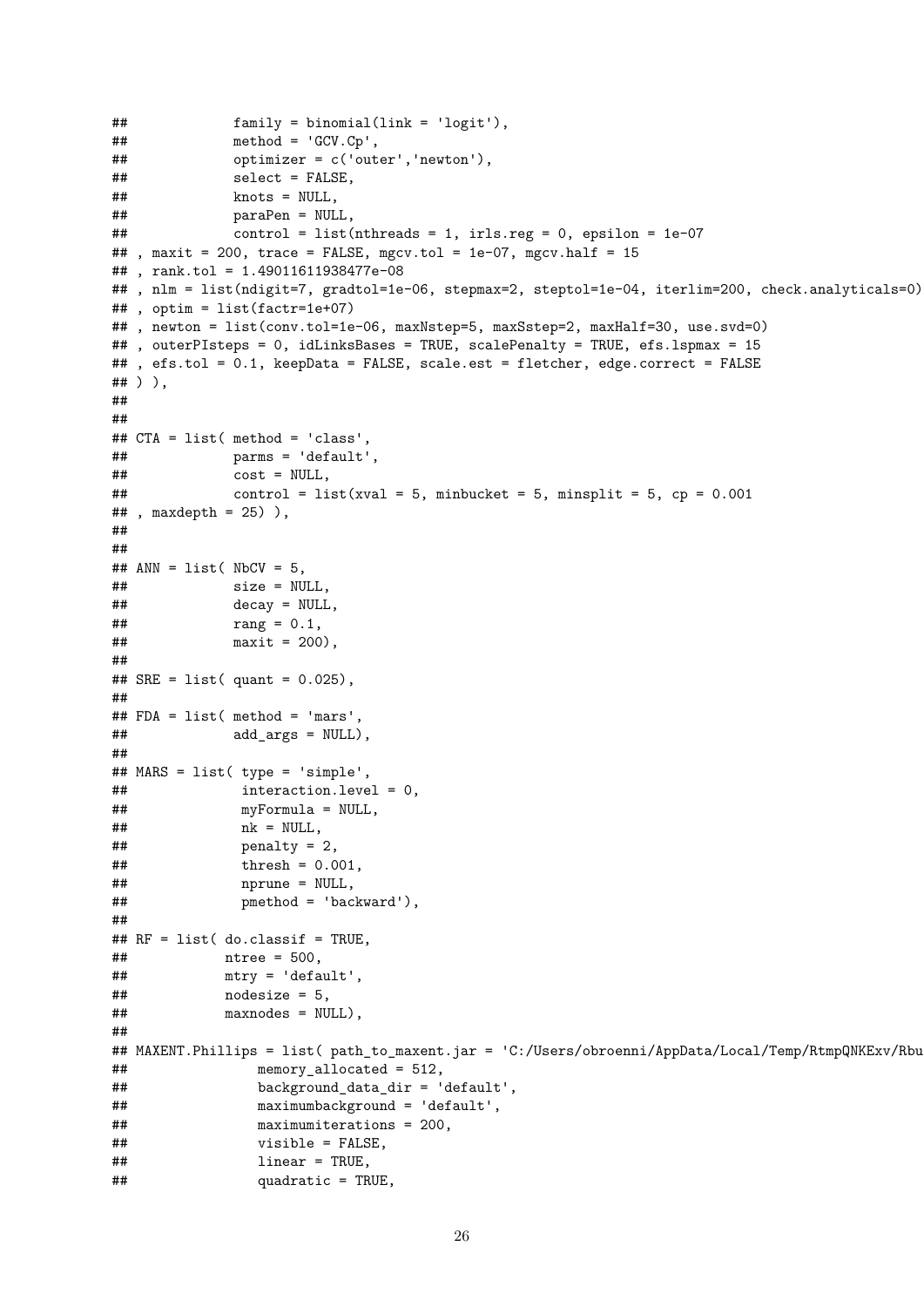```
##             family = binomial(link = 'logit'),
##             method = 'GCV.Cp',
##             optimizer = c('outer','newton'),
##             select = FALSE,
##             knots = NULL,
##             paraPen = NULL,
##             control = list(nthreads = 1, irls.reg = 0, epsilon = 1e-07
## , maxit = 200, trace = FALSE, mgcv.tol = 1e-07, mgcv.half = 15
## , rank.tol = 1.49011611938477e-08
## , nlm = list(ndigit=7, gradtol=1e-06, stepmax=2, steptol=1e-04, iterlim=200, check.analyticals=0)
## , optim = list(factr=1e+07)
## , newton = list(conv.tol=1e-06, maxNstep=5, maxSstep=2, maxHalf=30, use.svd=0)
## , outerPIsteps = 0, idLinksBases = TRUE, scalePenalty = TRUE, efs.lspmax = 15
## , efs.tol = 0.1, keepData = FALSE, scale.est = fletcher, edge.correct = FALSE
## ) ),
##
##
## CTA = list( method = 'class',
##             parms = 'default',
##             cost = NULL,
##             control = list(xval = 5, minbucket = 5, minsplit = 5, cp = 0.001
## , maxdepth = 25) ),
##
##
## ANN = list( NbCV = 5,
##             size = NULL,
##             decay = NULL,
##             rang = 0.1,
##             maxit = 200),
##
## SRE = list( quant = 0.025),
##
## FDA = list( method = 'mars',
##             add_args = NULL),
##
## MARS = list( type = 'simple',
##              interaction.level = 0,
##              myFormula = NULL,
##              nk = NULL,
##              penalty = 2,
##              thresh = 0.001,
##              nprune = NULL,
##              pmethod = 'backward'),
##
## RF = list( do.classif = TRUE,
##            ntree = 500,
##            mtry = 'default',
##            nodesize = 5,
##            maxnodes = NULL),
##
## MAXENT.Phillips = list( path_to_maxent.jar = 'C:/Users/obroenni/AppData/Local/Temp/RtmpQNKExv/Rbu
##               memory_allocated = 512,
##               background_data_dir = 'default',
##               maximumbackground = 'default',
##               maximumiterations = 200,
##               visible = FALSE,
##               linear = TRUE,
##               quadratic = TRUE,
```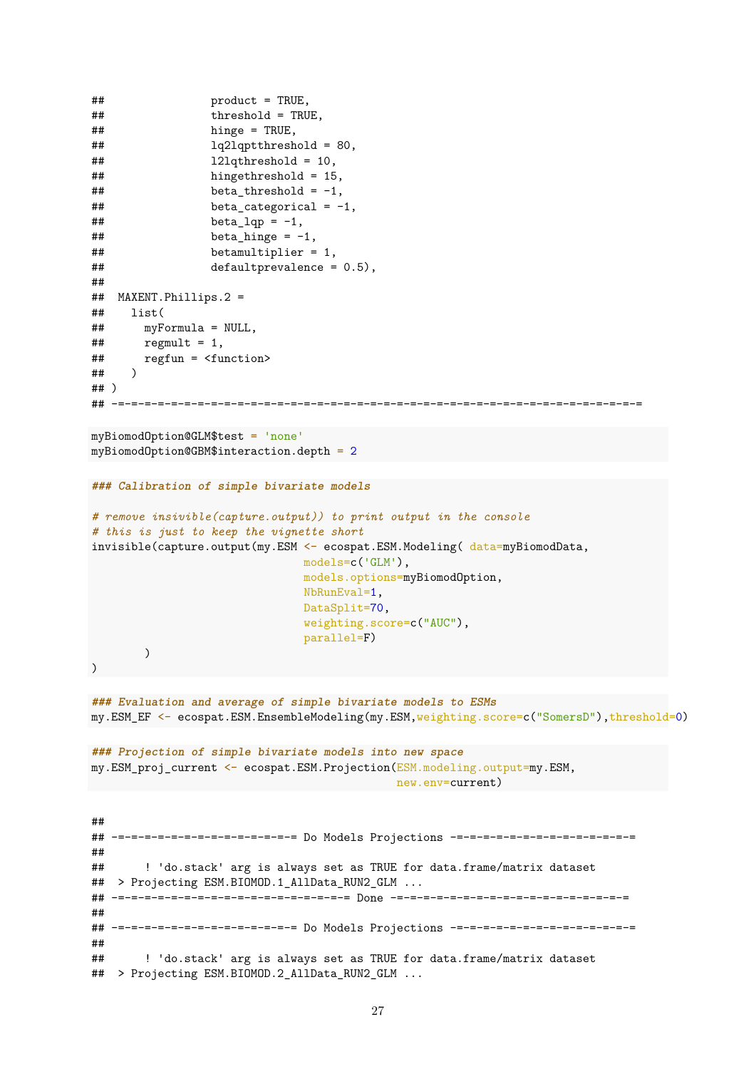```
##                product = TRUE,
##                threshold = TRUE,
##                hinge = TRUE,
##                lq2lqptthreshold = 80,
##                l2lqthreshold = 10,
##                hingethreshold = 15,
##                beta_threshold = -1,
##                beta_categorical = -1,
##                beta_lqp = -1,
##                beta_hinge = -1,
##                betamultiplier = 1,
##                defaultprevalence = 0.5),
##
##  MAXENT.Phillips.2 =
##    list(
##      myFormula = NULL,
##      regmult = 1,
##      regfun = <function>
##    )
## )
## -=-=-=-=-=-=-=-=-=-=-=-=-=-=-=-=-=-=-=-=-=-=-=-=-=-=-=-=-=-=-=-=-=-=-=-=-=-=-=-=-=-=-=-=-=
```

```
myBiomodOption@GLM$test = 'none'
myBiomodOption@GBM$interaction.depth = 2
```

```
### Calibration of simple bivariate models

# remove insivible(capture.output)) to print output in the console
# this is just to keep the vignette short
invisible(capture.output(my.ESM <- ecospat.ESM.Modeling( data=myBiomodData,
                              models=c('GLM'),
                              models.options=myBiomodOption,
                              NbRunEval=1,
                              DataSplit=70,
                              weighting.score=c("AUC"),
                              parallel=F)
       )
)
```

```
### Evaluation and average of simple bivariate models to ESMs
my.ESM_EF <- ecospat.ESM.EnsembleModeling(my.ESM,weighting.score=c("SomersD"),threshold=0)
```

```
### Projection of simple bivariate models into new space
my.ESM_proj_current <- ecospat.ESM.Projection(ESM.modeling.output=my.ESM,
                                              new.env=current)
```

```
##
## -=-=-=-=-=-=-=-=-=-=-=-=-=-=-= Do Models Projections -=-=-=-=-=-=-=-=-=-=-=-=-=-=-=
##
##      ! 'do.stack' arg is always set as TRUE for data.frame/matrix dataset
##  > Projecting ESM.BIOMOD.1_AllData_RUN2_GLM ...
## -=-=-=-=-=-=-=-=-=-=-=-=-=-=-=-=-=-=-=-= Done -=-=-=-=-=-=-=-=-=-=-=-=-=-=-=-=-=-=-=-=
##
## -=-=-=-=-=-=-=-=-=-=-=-=-=-=-= Do Models Projections -=-=-=-=-=-=-=-=-=-=-=-=-=-=-=
##
##      ! 'do.stack' arg is always set as TRUE for data.frame/matrix dataset
##  > Projecting ESM.BIOMOD.2_AllData_RUN2_GLM ...
```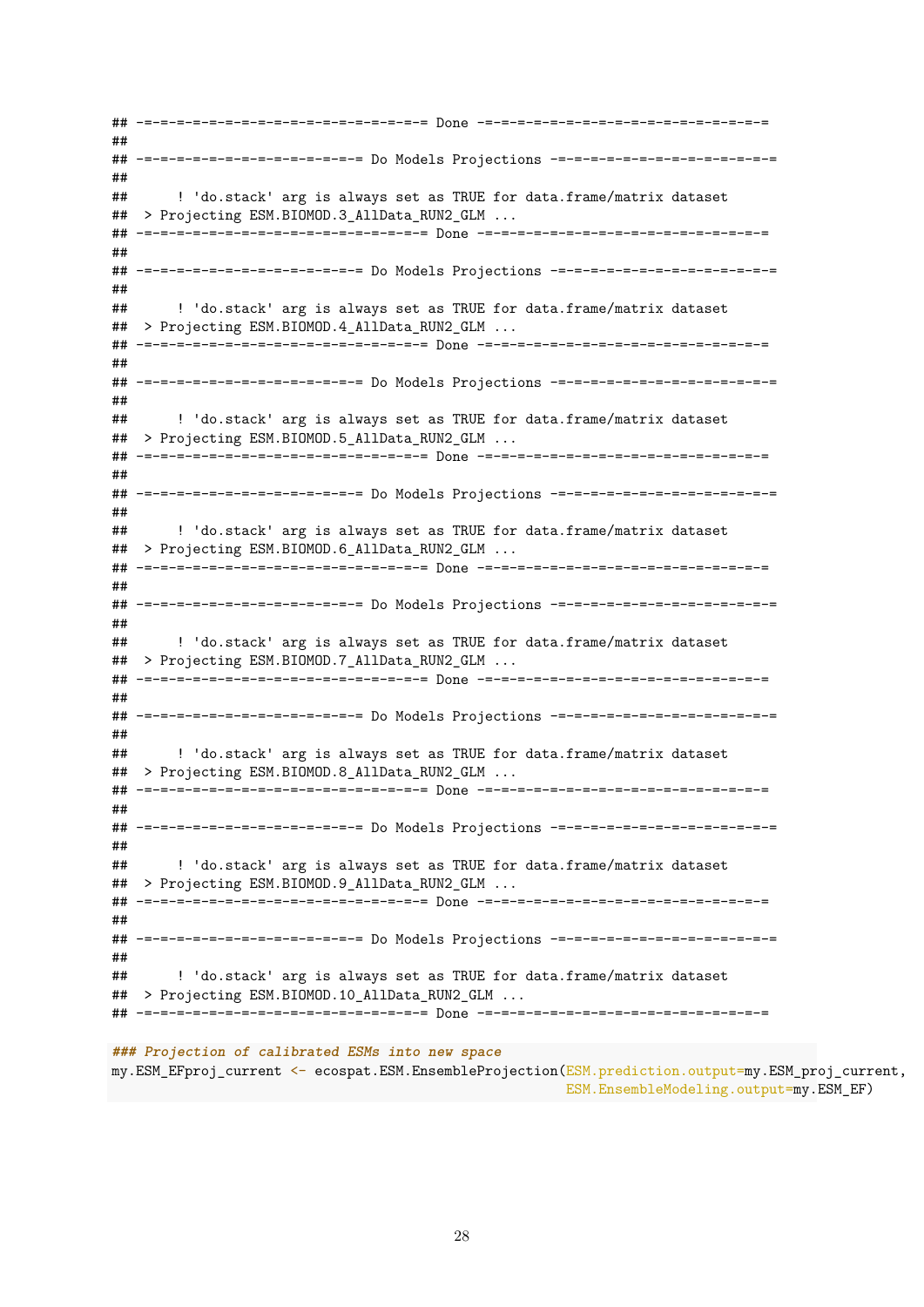```
## -=-=-=-=-=-=-=-=-=-=-=-=-=-=-=-=-=-= Done -=-=-=-=-=-=-=-=-=-=-=-=-=-=-=-=-=-=
##
## -=-=-=-=-=-=-=-=-=-=-=-=-=-= Do Models Projections -=-=-=-=-=-=-=-=-=-=-=-=-=-=
##
##      ! 'do.stack' arg is always set as TRUE for data.frame/matrix dataset
##  > Projecting ESM.BIOMOD.3_AllData_RUN2_GLM ...
## -=-=-=-=-=-=-=-=-=-=-=-=-=-=-=-=-=-= Done -=-=-=-=-=-=-=-=-=-=-=-=-=-=-=-=-=-=
##
## -=-=-=-=-=-=-=-=-=-=-=-=-=-= Do Models Projections -=-=-=-=-=-=-=-=-=-=-=-=-=-=
##
##      ! 'do.stack' arg is always set as TRUE for data.frame/matrix dataset
##  > Projecting ESM.BIOMOD.4_AllData_RUN2_GLM ...
## -=-=-=-=-=-=-=-=-=-=-=-=-=-=-=-=-=-= Done -=-=-=-=-=-=-=-=-=-=-=-=-=-=-=-=-=-=
##
## -=-=-=-=-=-=-=-=-=-=-=-=-=-= Do Models Projections -=-=-=-=-=-=-=-=-=-=-=-=-=-=
##
##      ! 'do.stack' arg is always set as TRUE for data.frame/matrix dataset
##  > Projecting ESM.BIOMOD.5_AllData_RUN2_GLM ...
## -=-=-=-=-=-=-=-=-=-=-=-=-=-=-=-=-=-= Done -=-=-=-=-=-=-=-=-=-=-=-=-=-=-=-=-=-=
##
## -=-=-=-=-=-=-=-=-=-=-=-=-=-= Do Models Projections -=-=-=-=-=-=-=-=-=-=-=-=-=-=
##
##      ! 'do.stack' arg is always set as TRUE for data.frame/matrix dataset
##  > Projecting ESM.BIOMOD.6_AllData_RUN2_GLM ...
## -=-=-=-=-=-=-=-=-=-=-=-=-=-=-=-=-=-= Done -=-=-=-=-=-=-=-=-=-=-=-=-=-=-=-=-=-=
##
## -=-=-=-=-=-=-=-=-=-=-=-=-=-= Do Models Projections -=-=-=-=-=-=-=-=-=-=-=-=-=-=
##
##      ! 'do.stack' arg is always set as TRUE for data.frame/matrix dataset
##  > Projecting ESM.BIOMOD.7_AllData_RUN2_GLM ...
## -=-=-=-=-=-=-=-=-=-=-=-=-=-=-=-=-=-= Done -=-=-=-=-=-=-=-=-=-=-=-=-=-=-=-=-=-=
##
## -=-=-=-=-=-=-=-=-=-=-=-=-=-= Do Models Projections -=-=-=-=-=-=-=-=-=-=-=-=-=-=
##
##      ! 'do.stack' arg is always set as TRUE for data.frame/matrix dataset
##  > Projecting ESM.BIOMOD.8_AllData_RUN2_GLM ...
## -=-=-=-=-=-=-=-=-=-=-=-=-=-=-=-=-=-= Done -=-=-=-=-=-=-=-=-=-=-=-=-=-=-=-=-=-=
##
## -=-=-=-=-=-=-=-=-=-=-=-=-=-= Do Models Projections -=-=-=-=-=-=-=-=-=-=-=-=-=-=
##
##      ! 'do.stack' arg is always set as TRUE for data.frame/matrix dataset
##  > Projecting ESM.BIOMOD.9_AllData_RUN2_GLM ...
## -=-=-=-=-=-=-=-=-=-=-=-=-=-=-=-=-=-= Done -=-=-=-=-=-=-=-=-=-=-=-=-=-=-=-=-=-=
##
## -=-=-=-=-=-=-=-=-=-=-=-=-=-= Do Models Projections -=-=-=-=-=-=-=-=-=-=-=-=-=-=
##
##      ! 'do.stack' arg is always set as TRUE for data.frame/matrix dataset
##  > Projecting ESM.BIOMOD.10_AllData_RUN2_GLM ...
## -=-=-=-=-=-=-=-=-=-=-=-=-=-=-=-=-=-= Done -=-=-=-=-=-=-=-=-=-=-=-=-=-=-=-=-=-=
```

```
### Projection of calibrated ESMs into new space
my.ESM_EFproj_current <- ecospat.ESM.EnsembleProjection(ESM.prediction.output=my.ESM_proj_current,
                                                        ESM.EnsembleModeling.output=my.ESM_EF)
```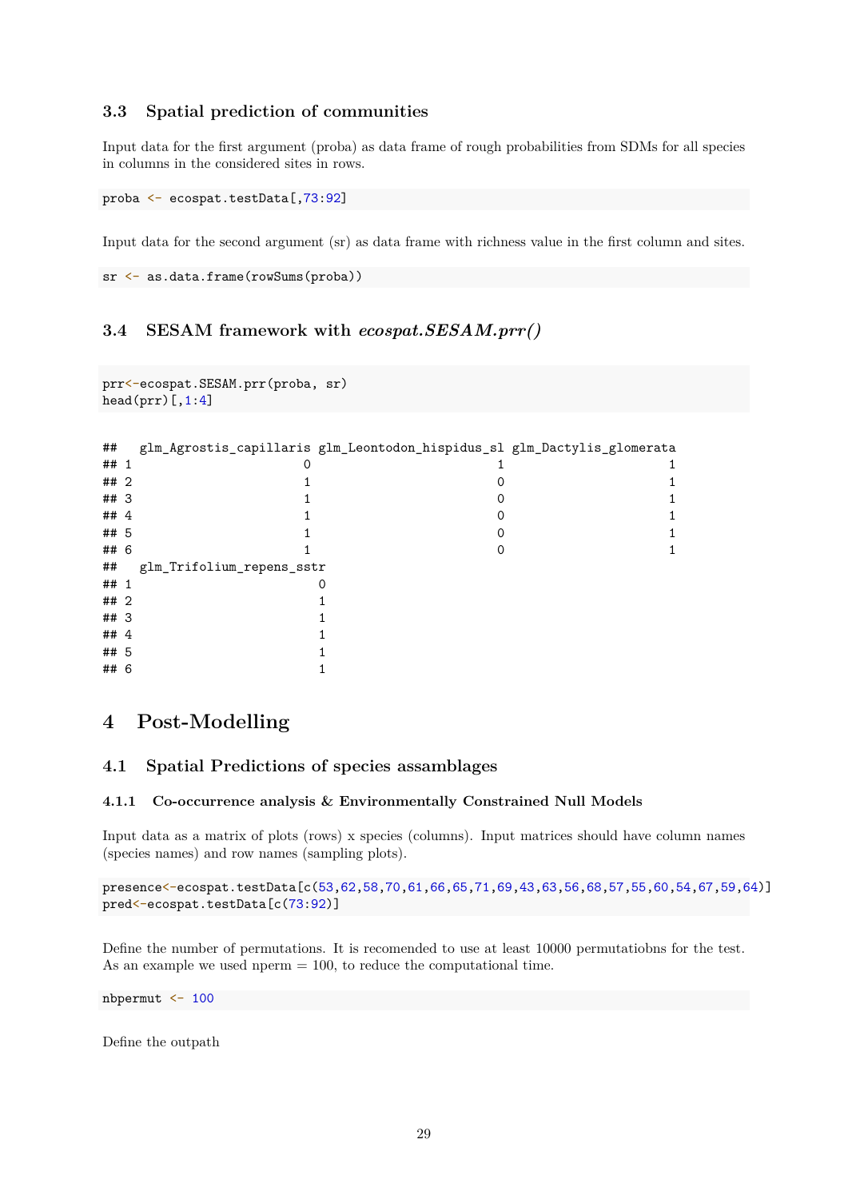### 3.3 Spatial prediction of communities

Input data for the first argument (proba) as data frame of rough probabilities from SDMs for all species in columns in the considered sites in rows.

```
proba <- ecospat.testData[,73:92]
```

Input data for the second argument (sr) as data frame with richness value in the first column and sites.

```
sr <- as.data.frame(rowSums(proba))
```

### 3.4 SESAM framework with *ecospat.SESAM.prr()*

```
prr<-ecospat.SESAM.prr(proba, sr)
head(prr)[,1:4]
```

```
##   glm_Agrostis_capillaris glm_Leontodon_hispidus_sl glm_Dactylis_glomerata
## 1                       0                         1                      1
## 2                       1                         0                      1
## 3                       1                         0                      1
## 4                       1                         0                      1
## 5                       1                         0                      1
## 6                       1                         0                      1
##   glm_Trifolium_repens_sstr
## 1                         0
## 2                         1
## 3                         1
## 4                         1
## 5                         1
## 6                         1
```

# 4 Post-Modelling

## 4.1 Spatial Predictions of species assamblages

#### 4.1.1 Co-occurrence analysis & Environmentally Constrained Null Models

Input data as a matrix of plots (rows) x species (columns). Input matrices should have column names (species names) and row names (sampling plots).

```
presence<-ecospat.testData[c(53,62,58,70,61,66,65,71,69,43,63,56,68,57,55,60,54,67,59,64)]
pred<-ecospat.testData[c(73:92)]
```

Define the number of permutations. It is recomended to use at least 10000 permutatiobns for the test. As an example we used nperm = 100, to reduce the computational time.

```
nbpermut <- 100
```

Define the outpath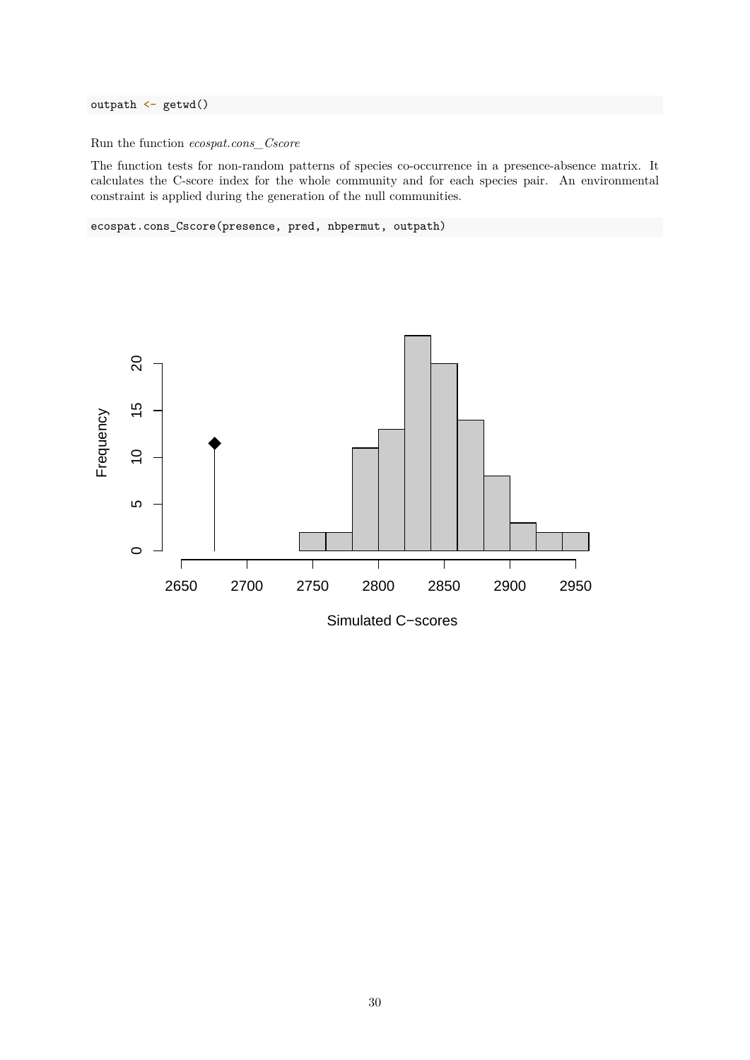```
outpath <- getwd()
```

Run the function *ecospat.cons_Cscore*

The function tests for non-random patterns of species co-occurrence in a presence-absence matrix. It calculates the C-score index for the whole community and for each species pair. An environmental constraint is applied during the generation of the null communities.

```
ecospat.cons_Cscore(presence, pred, nbpermut, outpath)
```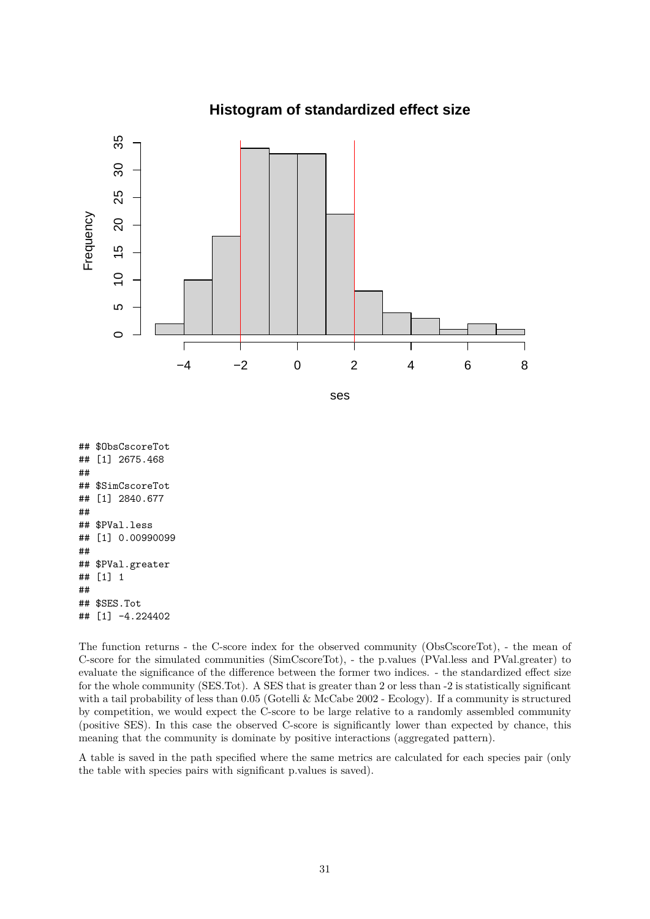Histogram of standardized effect size

Frequency

0
5
10
15
20
25
30
35

−4
−2
0
2
4
6
8

ses

```
## $ObsCscoreTot
## [1] 2675.468
##
## $SimCscoreTot
## [1] 2840.677
##
## $PVal.less
## [1] 0.00990099
##
## $PVal.greater
## [1] 1
##
## $SES.Tot
## [1] -4.224402
```

The function returns - the C-score index for the observed community (ObsCscoreTot), - the mean of C-score for the simulated communities (SimCscoreTot), - the p.values (PVal.less and PVal.greater) to evaluate the significance of the difference between the former two indices. - the standardized effect size for the whole community (SES.Tot). A SES that is greater than 2 or less than -2 is statistically significant with a tail probability of less than 0.05 (Gotelli & McCabe 2002 - Ecology). If a community is structured by competition, we would expect the C-score to be large relative to a randomly assembled community (positive SES). In this case the observed C-score is significantly lower than expected by chance, this meaning that the community is dominate by positive interactions (aggregated pattern).

A table is saved in the path specified where the same metrics are calculated for each species pair (only the table with species pairs with significant p.values is saved).